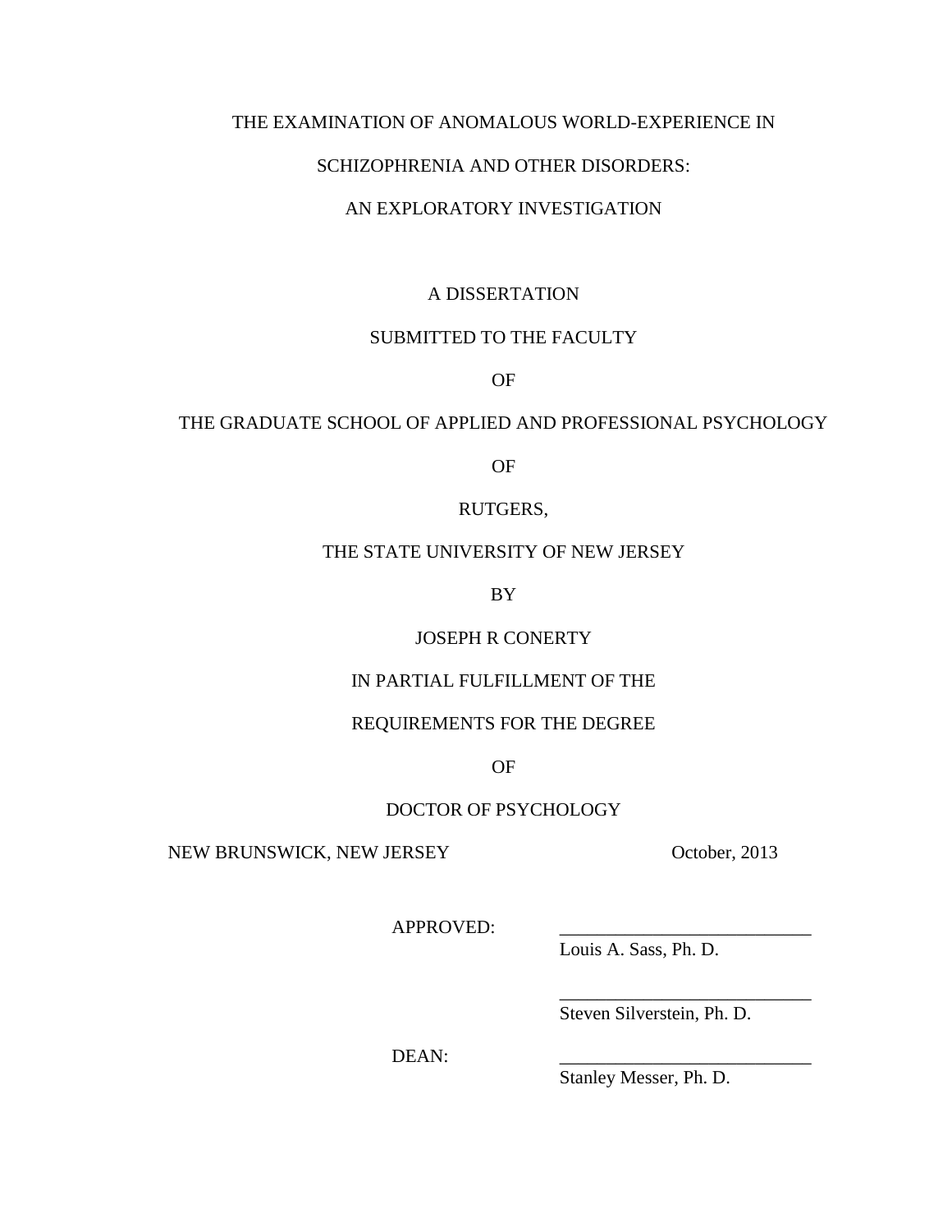# THE EXAMINATION OF ANOMALOUS WORLD-EXPERIENCE IN SCHIZOPHRENIA AND OTHER DISORDERS: AN EXPLORATORY INVESTIGATION

A DISSERTATION

SUBMITTED TO THE FACULTY

OF

THE GRADUATE SCHOOL OF APPLIED AND PROFESSIONAL PSYCHOLOGY

OF

RUTGERS,

THE STATE UNIVERSITY OF NEW JERSEY

BY

JOSEPH R CONERTY

IN PARTIAL FULFILLMENT OF THE

REQUIREMENTS FOR THE DEGREE

OF

DOCTOR OF PSYCHOLOGY

NEW BRUNSWICK, NEW JERSEY October, 2013

APPROVED: ___________________________
Louis A. Sass, Ph. D.

___________________________
Steven Silverstein, Ph. D.

DEAN: ___________________________
Stanley Messer, Ph. D.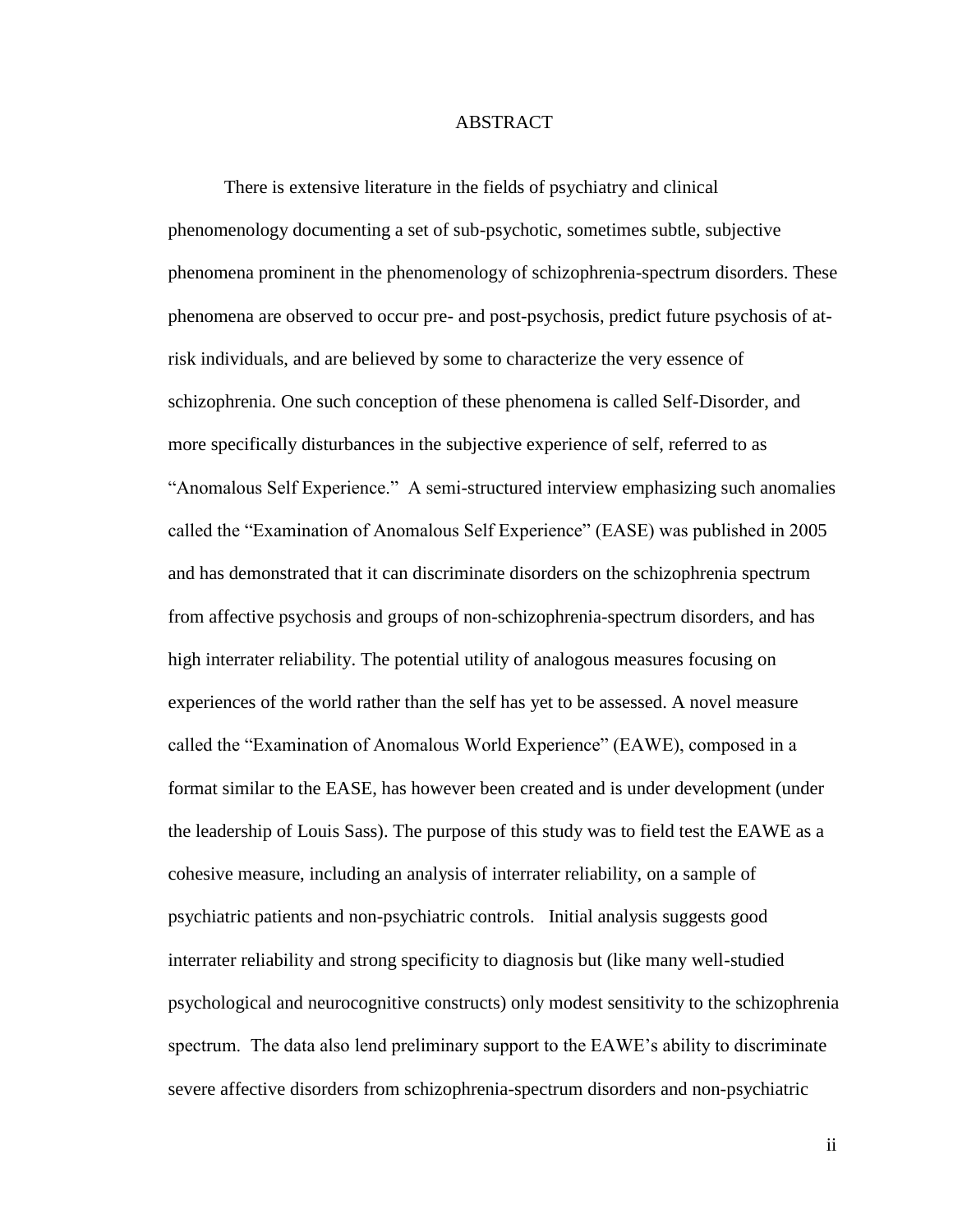# ABSTRACT

There is extensive literature in the fields of psychiatry and clinical phenomenology documenting a set of sub-psychotic, sometimes subtle, subjective phenomena prominent in the phenomenology of schizophrenia-spectrum disorders. These phenomena are observed to occur pre- and post-psychosis, predict future psychosis of at-risk individuals, and are believed by some to characterize the very essence of schizophrenia. One such conception of these phenomena is called Self-Disorder, and more specifically disturbances in the subjective experience of self, referred to as "Anomalous Self Experience." A semi-structured interview emphasizing such anomalies called the "Examination of Anomalous Self Experience" (EASE) was published in 2005 and has demonstrated that it can discriminate disorders on the schizophrenia spectrum from affective psychosis and groups of non-schizophrenia-spectrum disorders, and has high interrater reliability. The potential utility of analogous measures focusing on experiences of the world rather than the self has yet to be assessed. A novel measure called the "Examination of Anomalous World Experience" (EAWE), composed in a format similar to the EASE, has however been created and is under development (under the leadership of Louis Sass). The purpose of this study was to field test the EAWE as a cohesive measure, including an analysis of interrater reliability, on a sample of psychiatric patients and non-psychiatric controls. Initial analysis suggests good interrater reliability and strong specificity to diagnosis but (like many well-studied psychological and neurocognitive constructs) only modest sensitivity to the schizophrenia spectrum. The data also lend preliminary support to the EAWE's ability to discriminate severe affective disorders from schizophrenia-spectrum disorders and non-psychiatric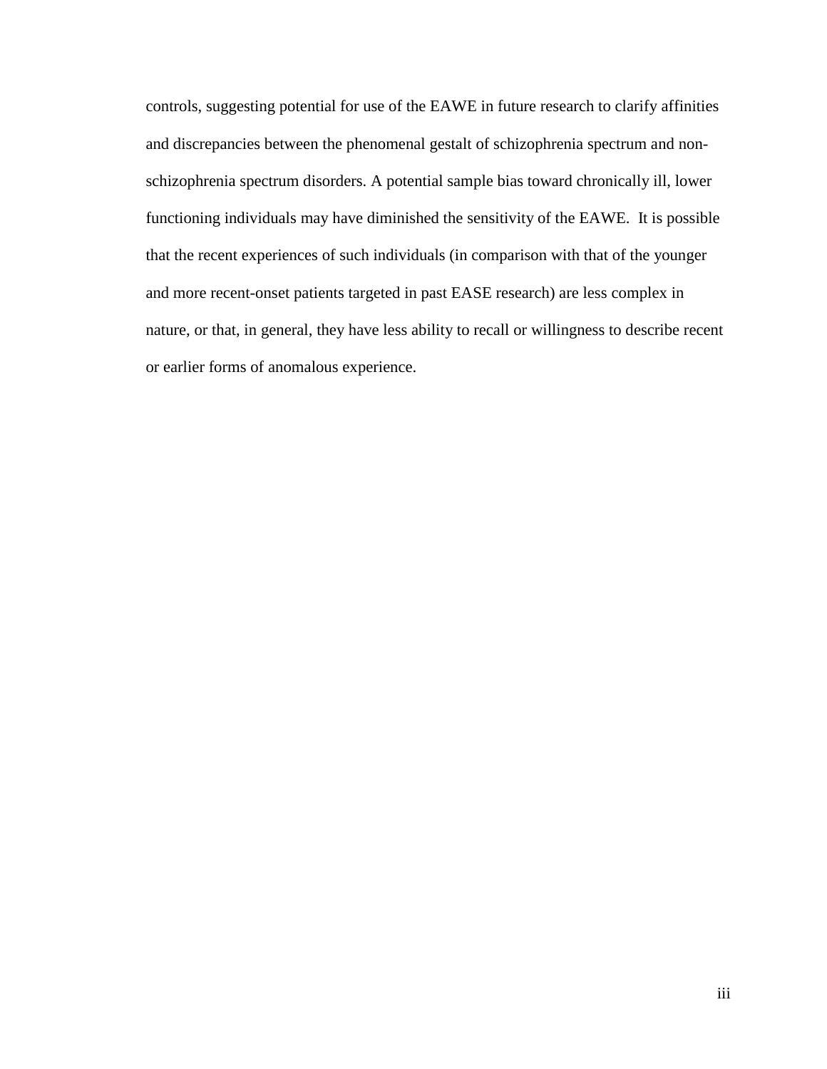controls, suggesting potential for use of the EAWE in future research to clarify affinities and discrepancies between the phenomenal gestalt of schizophrenia spectrum and non-schizophrenia spectrum disorders. A potential sample bias toward chronically ill, lower functioning individuals may have diminished the sensitivity of the EAWE. It is possible that the recent experiences of such individuals (in comparison with that of the younger and more recent-onset patients targeted in past EASE research) are less complex in nature, or that, in general, they have less ability to recall or willingness to describe recent or earlier forms of anomalous experience.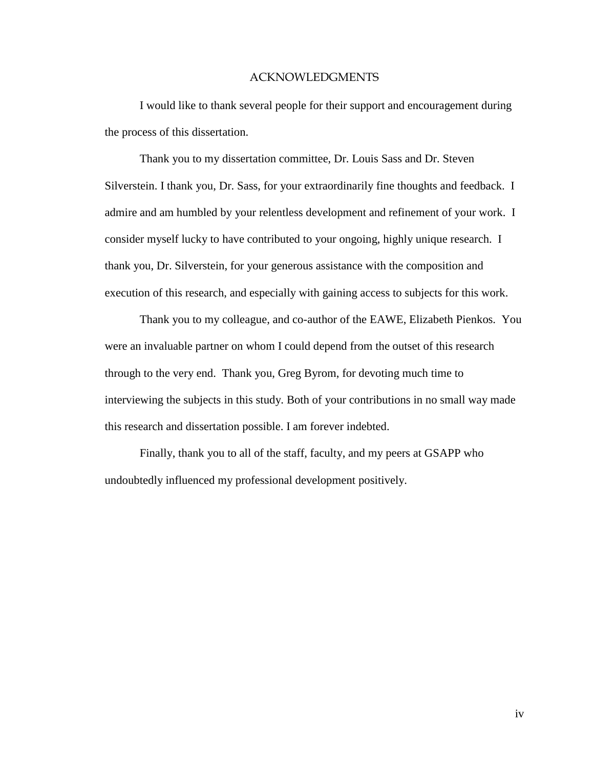# ACKNOWLEDGMENTS

I would like to thank several people for their support and encouragement during the process of this dissertation.

Thank you to my dissertation committee, Dr. Louis Sass and Dr. Steven Silverstein. I thank you, Dr. Sass, for your extraordinarily fine thoughts and feedback. I admire and am humbled by your relentless development and refinement of your work. I consider myself lucky to have contributed to your ongoing, highly unique research. I thank you, Dr. Silverstein, for your generous assistance with the composition and execution of this research, and especially with gaining access to subjects for this work.

Thank you to my colleague, and co-author of the EAWE, Elizabeth Pienkos. You were an invaluable partner on whom I could depend from the outset of this research through to the very end. Thank you, Greg Byrom, for devoting much time to interviewing the subjects in this study. Both of your contributions in no small way made this research and dissertation possible. I am forever indebted.

Finally, thank you to all of the staff, faculty, and my peers at GSAPP who undoubtedly influenced my professional development positively.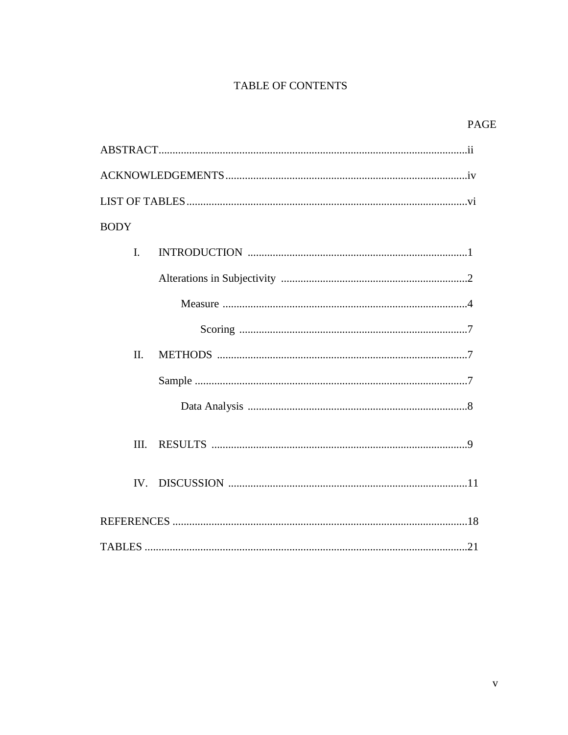# TABLE OF CONTENTS

PAGE

ABSTRACT ....................................................................................................... ii

ACKNOWLEDGEMENTS ................................................................................. iv

LIST OF TABLES ............................................................................................. vi

BODY

- I. INTRODUCTION ........................................................................ 1
  - Alterations in Subjectivity ...................................................... 2
    - Measure ........................................................................... 4
      - Scoring ..................................................................... 7
- II. METHODS ................................................................................ 7
  - Sample ....................................................................................... 7
    - Data Analysis .................................................................. 8
- III. RESULTS ................................................................................ 9
- IV. DISCUSSION ............................................................................ 11

REFERENCES ..................................................................................................... 18

TABLES .............................................................................................................. 21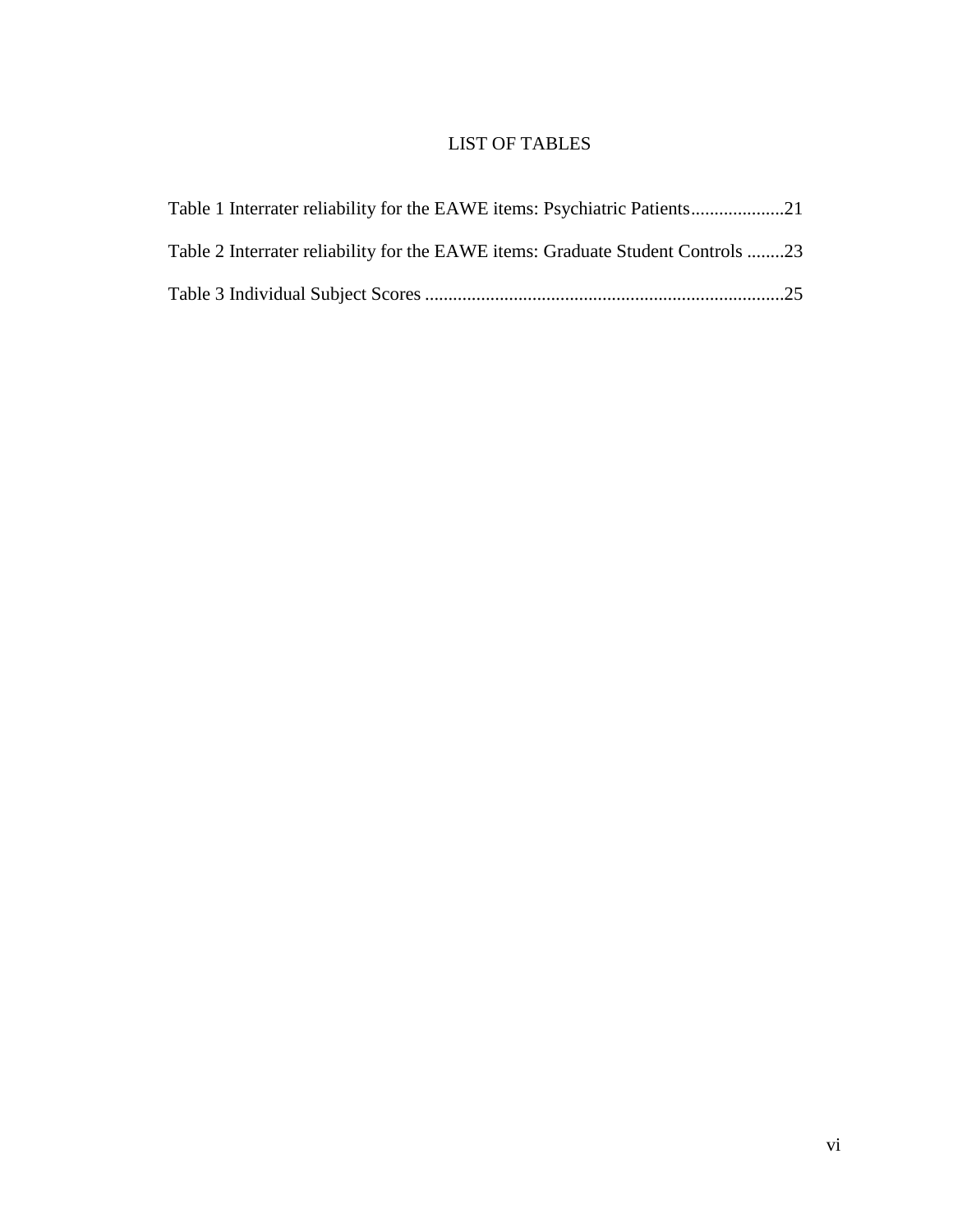# LIST OF TABLES

Table 1 Interrater reliability for the EAWE items: Psychiatric Patients....................21

Table 2 Interrater reliability for the EAWE items: Graduate Student Controls ........23

Table 3 Individual Subject Scores .............................................................................25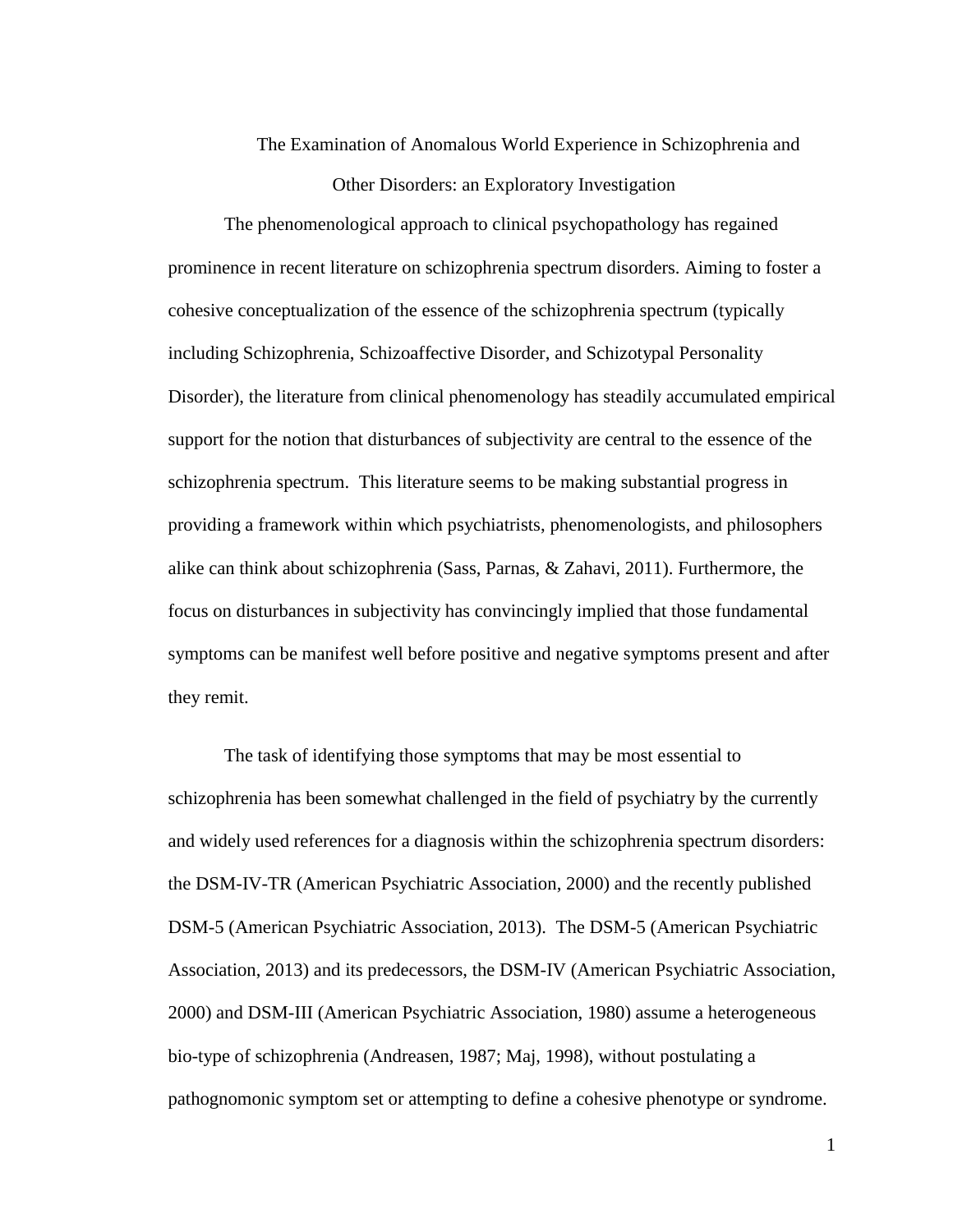# The Examination of Anomalous World Experience in Schizophrenia and Other Disorders: an Exploratory Investigation

The phenomenological approach to clinical psychopathology has regained prominence in recent literature on schizophrenia spectrum disorders. Aiming to foster a cohesive conceptualization of the essence of the schizophrenia spectrum (typically including Schizophrenia, Schizoaffective Disorder, and Schizotypal Personality Disorder), the literature from clinical phenomenology has steadily accumulated empirical support for the notion that disturbances of subjectivity are central to the essence of the schizophrenia spectrum. This literature seems to be making substantial progress in providing a framework within which psychiatrists, phenomenologists, and philosophers alike can think about schizophrenia (Sass, Parnas, & Zahavi, 2011). Furthermore, the focus on disturbances in subjectivity has convincingly implied that those fundamental symptoms can be manifest well before positive and negative symptoms present and after they remit.

The task of identifying those symptoms that may be most essential to schizophrenia has been somewhat challenged in the field of psychiatry by the currently and widely used references for a diagnosis within the schizophrenia spectrum disorders: the DSM-IV-TR (American Psychiatric Association, 2000) and the recently published DSM-5 (American Psychiatric Association, 2013). The DSM-5 (American Psychiatric Association, 2013) and its predecessors, the DSM-IV (American Psychiatric Association, 2000) and DSM-III (American Psychiatric Association, 1980) assume a heterogeneous bio-type of schizophrenia (Andreasen, 1987; Maj, 1998), without postulating a pathognomonic symptom set or attempting to define a cohesive phenotype or syndrome.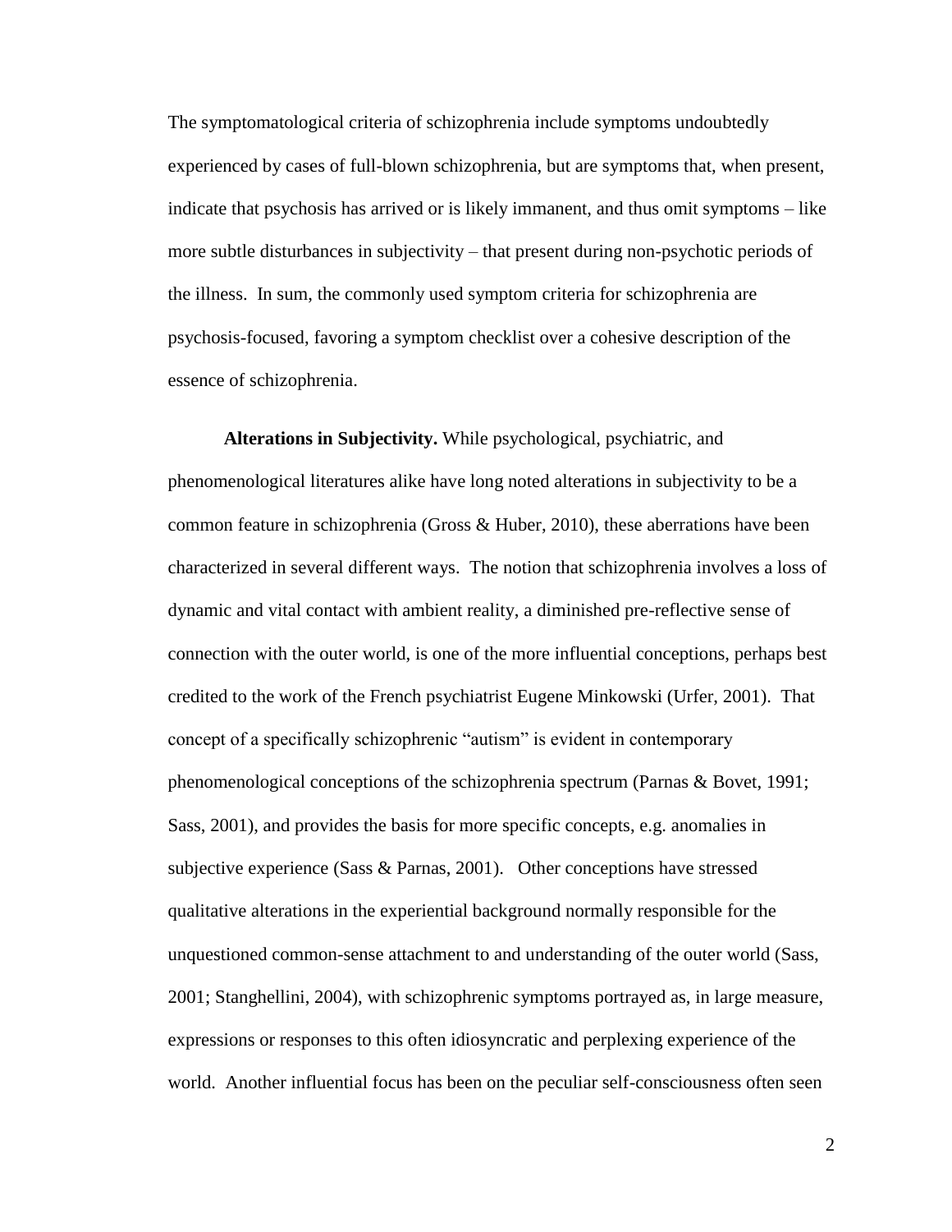The symptomatological criteria of schizophrenia include symptoms undoubtedly experienced by cases of full-blown schizophrenia, but are symptoms that, when present, indicate that psychosis has arrived or is likely immanent, and thus omit symptoms – like more subtle disturbances in subjectivity – that present during non-psychotic periods of the illness. In sum, the commonly used symptom criteria for schizophrenia are psychosis-focused, favoring a symptom checklist over a cohesive description of the essence of schizophrenia.

**Alterations in Subjectivity.** While psychological, psychiatric, and phenomenological literatures alike have long noted alterations in subjectivity to be a common feature in schizophrenia (Gross & Huber, 2010), these aberrations have been characterized in several different ways. The notion that schizophrenia involves a loss of dynamic and vital contact with ambient reality, a diminished pre-reflective sense of connection with the outer world, is one of the more influential conceptions, perhaps best credited to the work of the French psychiatrist Eugene Minkowski (Urfer, 2001). That concept of a specifically schizophrenic "autism" is evident in contemporary phenomenological conceptions of the schizophrenia spectrum (Parnas & Bovet, 1991; Sass, 2001), and provides the basis for more specific concepts, e.g. anomalies in subjective experience (Sass & Parnas, 2001). Other conceptions have stressed qualitative alterations in the experiential background normally responsible for the unquestioned common-sense attachment to and understanding of the outer world (Sass, 2001; Stanghellini, 2004), with schizophrenic symptoms portrayed as, in large measure, expressions or responses to this often idiosyncratic and perplexing experience of the world. Another influential focus has been on the peculiar self-consciousness often seen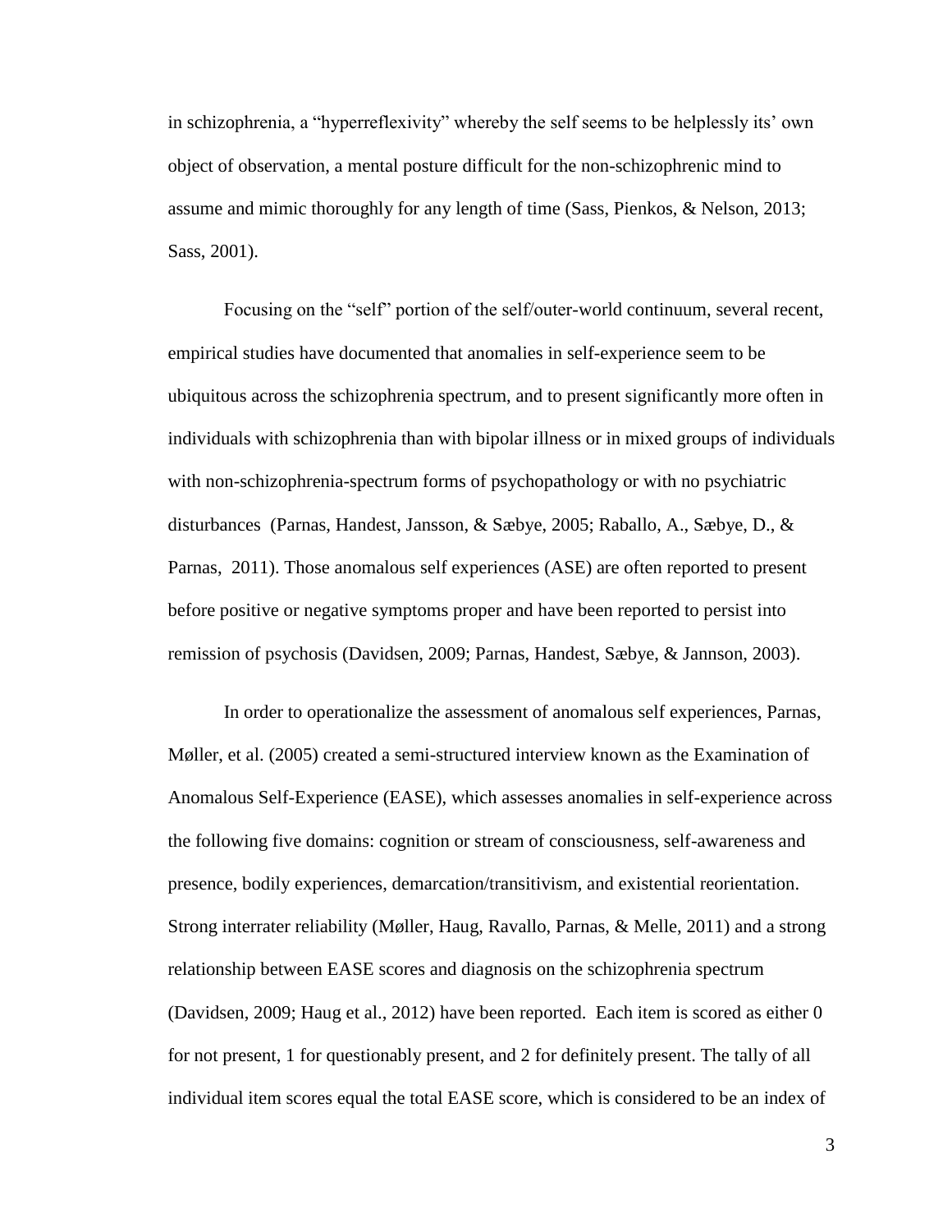in schizophrenia, a "hyperreflexivity" whereby the self seems to be helplessly its' own object of observation, a mental posture difficult for the non-schizophrenic mind to assume and mimic thoroughly for any length of time (Sass, Pienkos, & Nelson, 2013; Sass, 2001).

Focusing on the "self" portion of the self/outer-world continuum, several recent, empirical studies have documented that anomalies in self-experience seem to be ubiquitous across the schizophrenia spectrum, and to present significantly more often in individuals with schizophrenia than with bipolar illness or in mixed groups of individuals with non-schizophrenia-spectrum forms of psychopathology or with no psychiatric disturbances (Parnas, Handest, Jansson, & Sæbye, 2005; Raballo, A., Sæbye, D., & Parnas, 2011). Those anomalous self experiences (ASE) are often reported to present before positive or negative symptoms proper and have been reported to persist into remission of psychosis (Davidsen, 2009; Parnas, Handest, Sæbye, & Jannson, 2003).

In order to operationalize the assessment of anomalous self experiences, Parnas, Møller, et al. (2005) created a semi-structured interview known as the Examination of Anomalous Self-Experience (EASE), which assesses anomalies in self-experience across the following five domains: cognition or stream of consciousness, self-awareness and presence, bodily experiences, demarcation/transitivism, and existential reorientation. Strong interrater reliability (Møller, Haug, Ravallo, Parnas, & Melle, 2011) and a strong relationship between EASE scores and diagnosis on the schizophrenia spectrum (Davidsen, 2009; Haug et al., 2012) have been reported. Each item is scored as either 0 for not present, 1 for questionably present, and 2 for definitely present. The tally of all individual item scores equal the total EASE score, which is considered to be an index of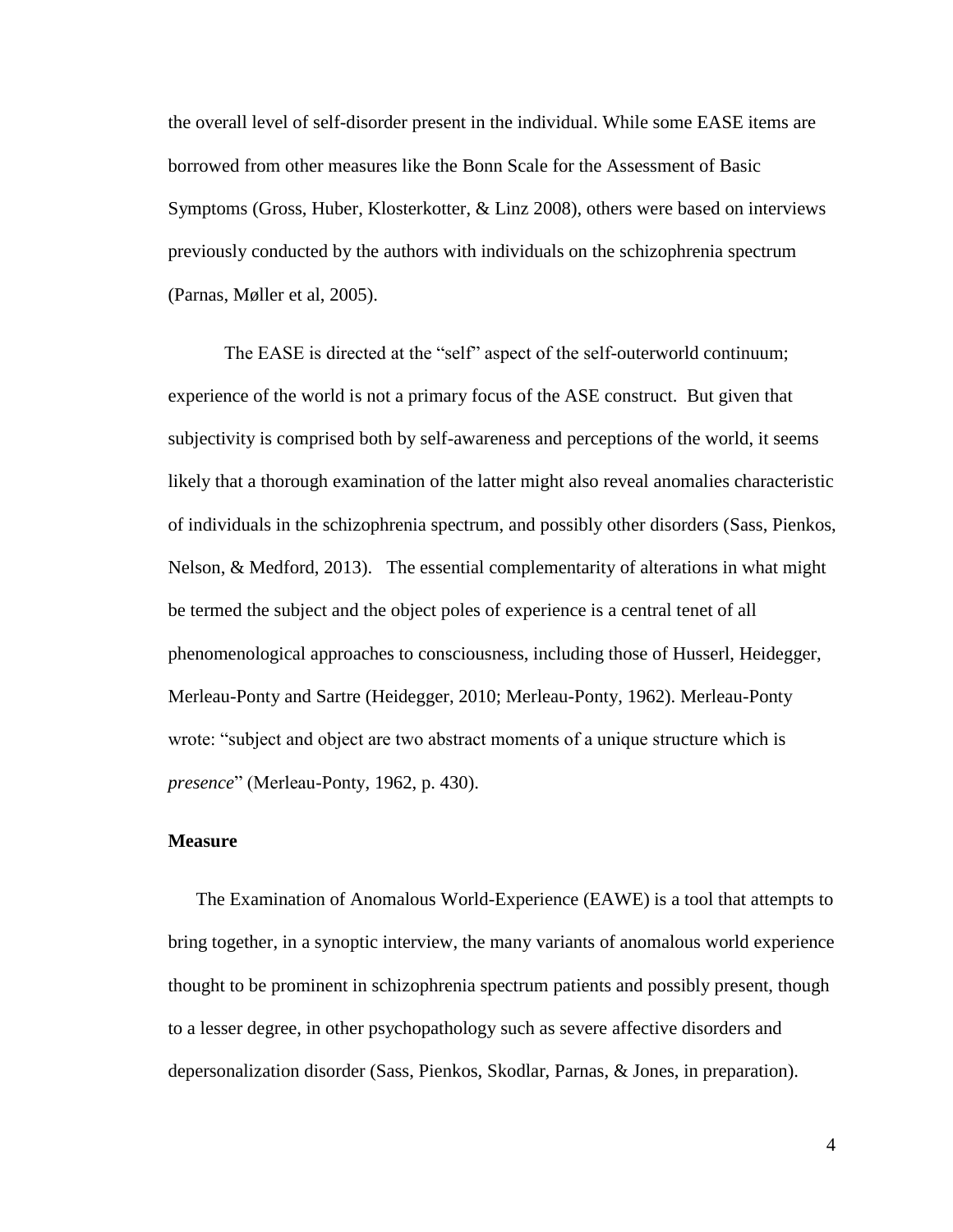the overall level of self-disorder present in the individual. While some EASE items are borrowed from other measures like the Bonn Scale for the Assessment of Basic Symptoms (Gross, Huber, Klosterkotter, & Linz 2008), others were based on interviews previously conducted by the authors with individuals on the schizophrenia spectrum (Parnas, Møller et al, 2005).

The EASE is directed at the "self" aspect of the self-outerworld continuum; experience of the world is not a primary focus of the ASE construct. But given that subjectivity is comprised both by self-awareness and perceptions of the world, it seems likely that a thorough examination of the latter might also reveal anomalies characteristic of individuals in the schizophrenia spectrum, and possibly other disorders (Sass, Pienkos, Nelson, & Medford, 2013). The essential complementarity of alterations in what might be termed the subject and the object poles of experience is a central tenet of all phenomenological approaches to consciousness, including those of Husserl, Heidegger, Merleau-Ponty and Sartre (Heidegger, 2010; Merleau-Ponty, 1962). Merleau-Ponty wrote: "subject and object are two abstract moments of a unique structure which is *presence*" (Merleau-Ponty, 1962, p. 430).

**Measure**

The Examination of Anomalous World-Experience (EAWE) is a tool that attempts to bring together, in a synoptic interview, the many variants of anomalous world experience thought to be prominent in schizophrenia spectrum patients and possibly present, though to a lesser degree, in other psychopathology such as severe affective disorders and depersonalization disorder (Sass, Pienkos, Skodlar, Parnas, & Jones, in preparation).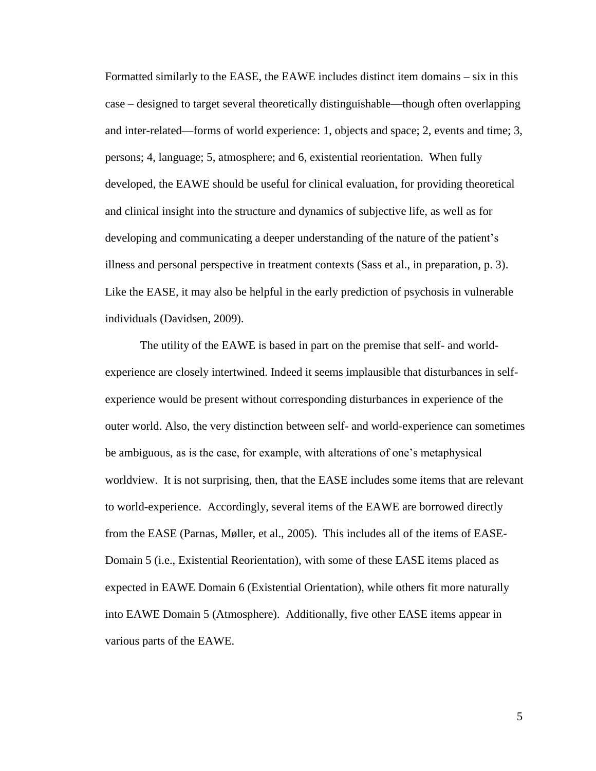Formatted similarly to the EASE, the EAWE includes distinct item domains – six in this case – designed to target several theoretically distinguishable—though often overlapping and inter-related—forms of world experience: 1, objects and space; 2, events and time; 3, persons; 4, language; 5, atmosphere; and 6, existential reorientation. When fully developed, the EAWE should be useful for clinical evaluation, for providing theoretical and clinical insight into the structure and dynamics of subjective life, as well as for developing and communicating a deeper understanding of the nature of the patient's illness and personal perspective in treatment contexts (Sass et al., in preparation, p. 3). Like the EASE, it may also be helpful in the early prediction of psychosis in vulnerable individuals (Davidsen, 2009).

The utility of the EAWE is based in part on the premise that self- and world-experience are closely intertwined. Indeed it seems implausible that disturbances in self-experience would be present without corresponding disturbances in experience of the outer world. Also, the very distinction between self- and world-experience can sometimes be ambiguous, as is the case, for example, with alterations of one's metaphysical worldview. It is not surprising, then, that the EASE includes some items that are relevant to world-experience. Accordingly, several items of the EAWE are borrowed directly from the EASE (Parnas, Møller, et al., 2005). This includes all of the items of EASE-Domain 5 (i.e., Existential Reorientation), with some of these EASE items placed as expected in EAWE Domain 6 (Existential Orientation), while others fit more naturally into EAWE Domain 5 (Atmosphere). Additionally, five other EASE items appear in various parts of the EAWE.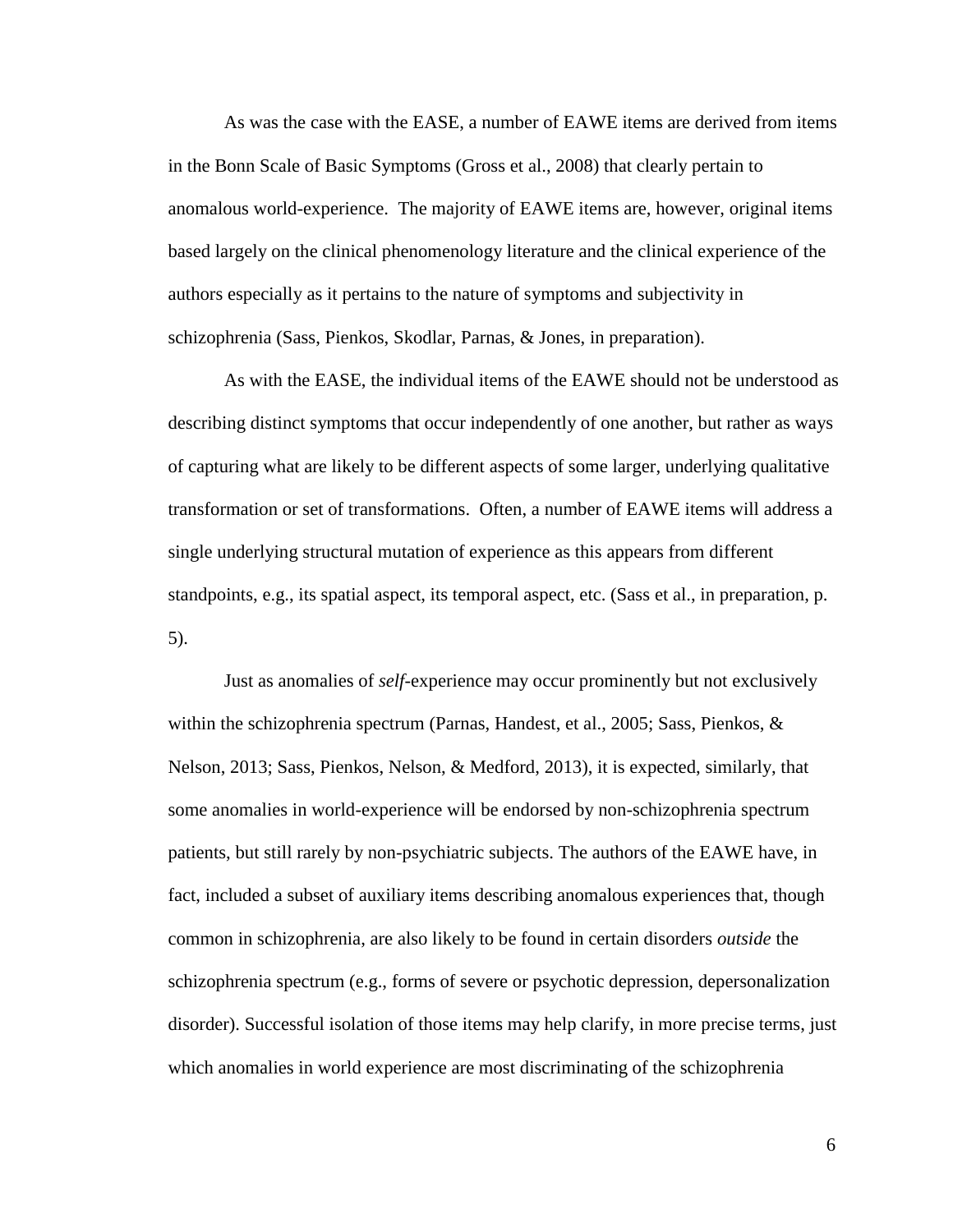As was the case with the EASE, a number of EAWE items are derived from items in the Bonn Scale of Basic Symptoms (Gross et al., 2008) that clearly pertain to anomalous world-experience. The majority of EAWE items are, however, original items based largely on the clinical phenomenology literature and the clinical experience of the authors especially as it pertains to the nature of symptoms and subjectivity in schizophrenia (Sass, Pienkos, Skodlar, Parnas, & Jones, in preparation).

As with the EASE, the individual items of the EAWE should not be understood as describing distinct symptoms that occur independently of one another, but rather as ways of capturing what are likely to be different aspects of some larger, underlying qualitative transformation or set of transformations. Often, a number of EAWE items will address a single underlying structural mutation of experience as this appears from different standpoints, e.g., its spatial aspect, its temporal aspect, etc. (Sass et al., in preparation, p. 5).

Just as anomalies of *self*-experience may occur prominently but not exclusively within the schizophrenia spectrum (Parnas, Handest, et al., 2005; Sass, Pienkos, & Nelson, 2013; Sass, Pienkos, Nelson, & Medford, 2013), it is expected, similarly, that some anomalies in world-experience will be endorsed by non-schizophrenia spectrum patients, but still rarely by non-psychiatric subjects. The authors of the EAWE have, in fact, included a subset of auxiliary items describing anomalous experiences that, though common in schizophrenia, are also likely to be found in certain disorders *outside* the schizophrenia spectrum (e.g., forms of severe or psychotic depression, depersonalization disorder). Successful isolation of those items may help clarify, in more precise terms, just which anomalies in world experience are most discriminating of the schizophrenia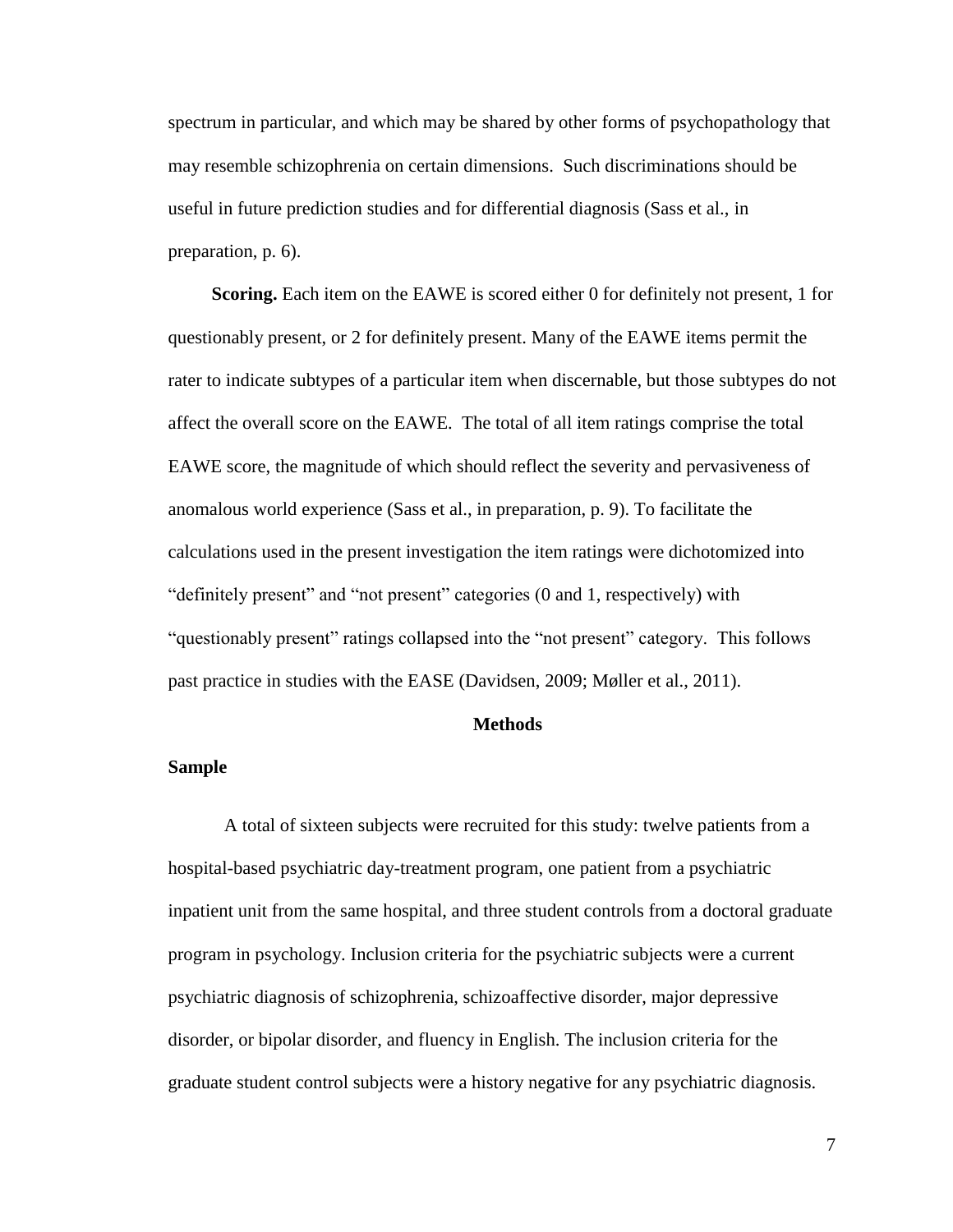spectrum in particular, and which may be shared by other forms of psychopathology that may resemble schizophrenia on certain dimensions. Such discriminations should be useful in future prediction studies and for differential diagnosis (Sass et al., in preparation, p. 6).

**Scoring.** Each item on the EAWE is scored either 0 for definitely not present, 1 for questionably present, or 2 for definitely present. Many of the EAWE items permit the rater to indicate subtypes of a particular item when discernable, but those subtypes do not affect the overall score on the EAWE. The total of all item ratings comprise the total EAWE score, the magnitude of which should reflect the severity and pervasiveness of anomalous world experience (Sass et al., in preparation, p. 9). To facilitate the calculations used in the present investigation the item ratings were dichotomized into "definitely present" and "not present" categories (0 and 1, respectively) with "questionably present" ratings collapsed into the "not present" category. This follows past practice in studies with the EASE (Davidsen, 2009; Møller et al., 2011).

## Methods

### Sample

A total of sixteen subjects were recruited for this study: twelve patients from a hospital-based psychiatric day-treatment program, one patient from a psychiatric inpatient unit from the same hospital, and three student controls from a doctoral graduate program in psychology. Inclusion criteria for the psychiatric subjects were a current psychiatric diagnosis of schizophrenia, schizoaffective disorder, major depressive disorder, or bipolar disorder, and fluency in English. The inclusion criteria for the graduate student control subjects were a history negative for any psychiatric diagnosis.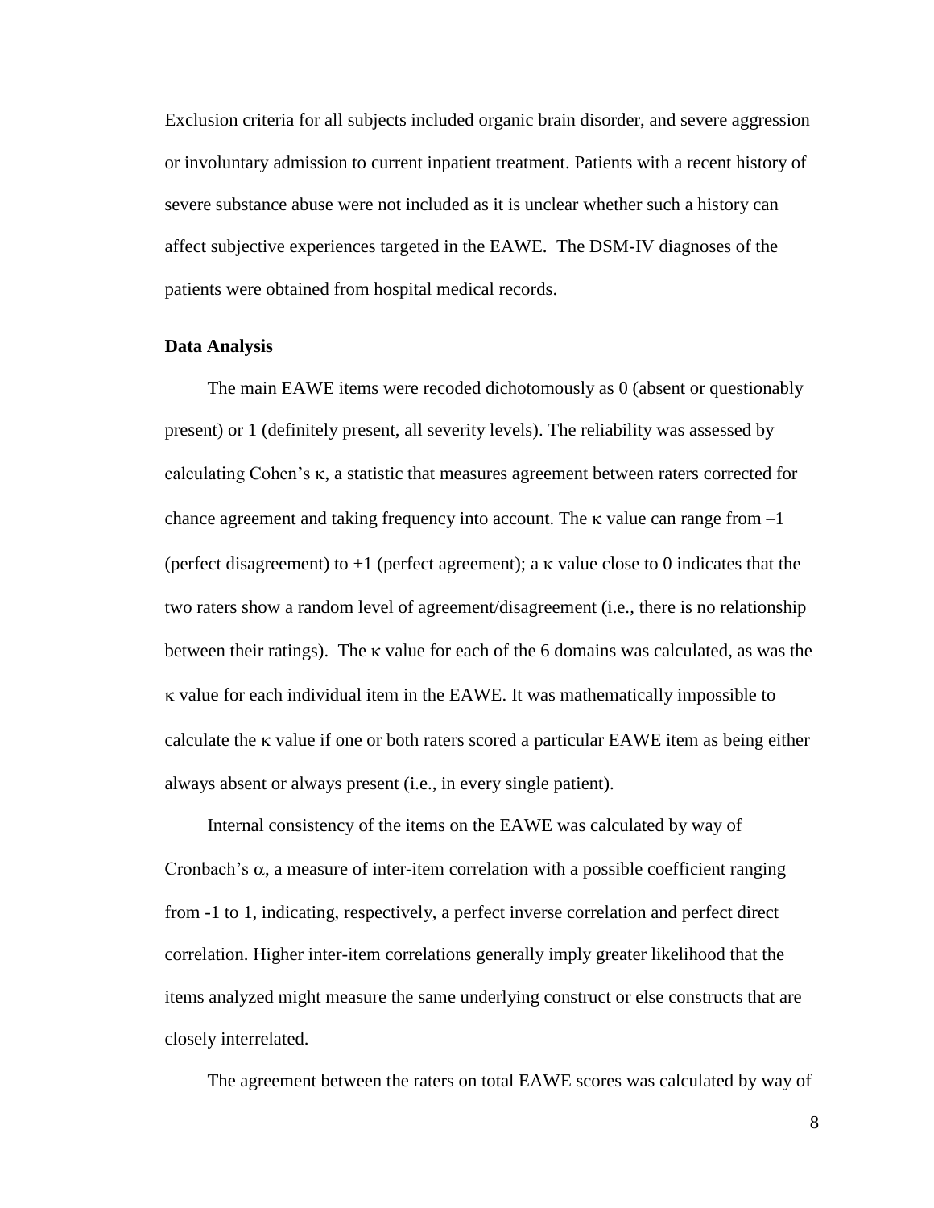Exclusion criteria for all subjects included organic brain disorder, and severe aggression or involuntary admission to current inpatient treatment. Patients with a recent history of severe substance abuse were not included as it is unclear whether such a history can affect subjective experiences targeted in the EAWE. The DSM-IV diagnoses of the patients were obtained from hospital medical records.

**Data Analysis**

The main EAWE items were recoded dichotomously as 0 (absent or questionably present) or 1 (definitely present, all severity levels). The reliability was assessed by calculating Cohen's $\kappa$, a statistic that measures agreement between raters corrected for chance agreement and taking frequency into account. The $\kappa$ value can range from $-1$ (perfect disagreement) to $+1$ (perfect agreement); a $\kappa$ value close to 0 indicates that the two raters show a random level of agreement/disagreement (i.e., there is no relationship between their ratings). The $\kappa$ value for each of the 6 domains was calculated, as was the $\kappa$ value for each individual item in the EAWE. It was mathematically impossible to calculate the $\kappa$ value if one or both raters scored a particular EAWE item as being either always absent or always present (i.e., in every single patient).

Internal consistency of the items on the EAWE was calculated by way of Cronbach's $\alpha$, a measure of inter-item correlation with a possible coefficient ranging from -1 to 1, indicating, respectively, a perfect inverse correlation and perfect direct correlation. Higher inter-item correlations generally imply greater likelihood that the items analyzed might measure the same underlying construct or else constructs that are closely interrelated.

The agreement between the raters on total EAWE scores was calculated by way of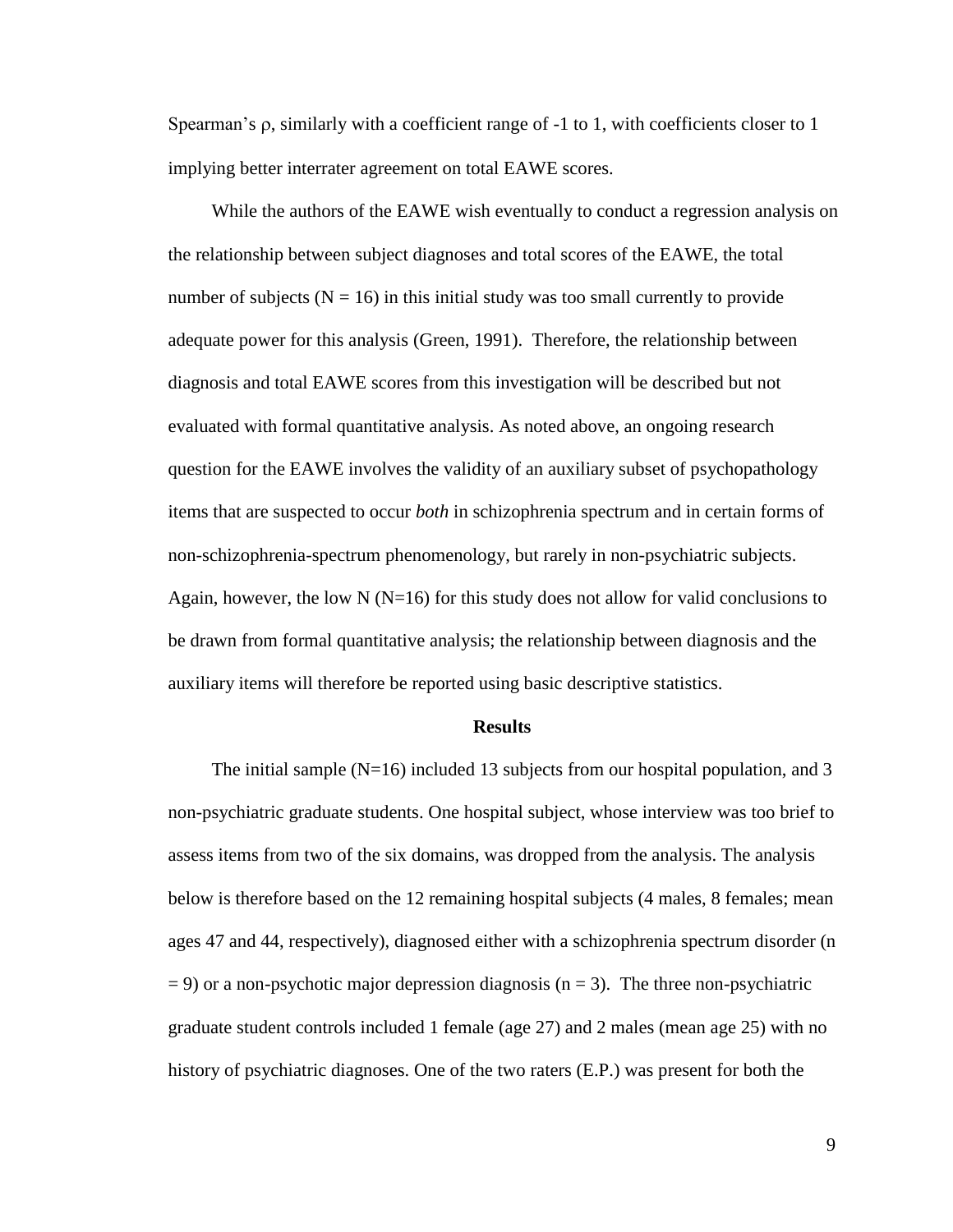Spearman's ρ, similarly with a coefficient range of -1 to 1, with coefficients closer to 1 implying better interrater agreement on total EAWE scores.

While the authors of the EAWE wish eventually to conduct a regression analysis on the relationship between subject diagnoses and total scores of the EAWE, the total number of subjects ($N = 16$) in this initial study was too small currently to provide adequate power for this analysis (Green, 1991). Therefore, the relationship between diagnosis and total EAWE scores from this investigation will be described but not evaluated with formal quantitative analysis. As noted above, an ongoing research question for the EAWE involves the validity of an auxiliary subset of psychopathology items that are suspected to occur *both* in schizophrenia spectrum and in certain forms of non-schizophrenia-spectrum phenomenology, but rarely in non-psychiatric subjects. Again, however, the low N ($N=16$) for this study does not allow for valid conclusions to be drawn from formal quantitative analysis; the relationship between diagnosis and the auxiliary items will therefore be reported using basic descriptive statistics.

## Results

The initial sample ($N=16$) included 13 subjects from our hospital population, and 3 non-psychiatric graduate students. One hospital subject, whose interview was too brief to assess items from two of the six domains, was dropped from the analysis. The analysis below is therefore based on the 12 remaining hospital subjects (4 males, 8 females; mean ages 47 and 44, respectively), diagnosed either with a schizophrenia spectrum disorder ($n = 9$) or a non-psychotic major depression diagnosis ($n = 3$). The three non-psychiatric graduate student controls included 1 female (age 27) and 2 males (mean age 25) with no history of psychiatric diagnoses. One of the two raters (E.P.) was present for both the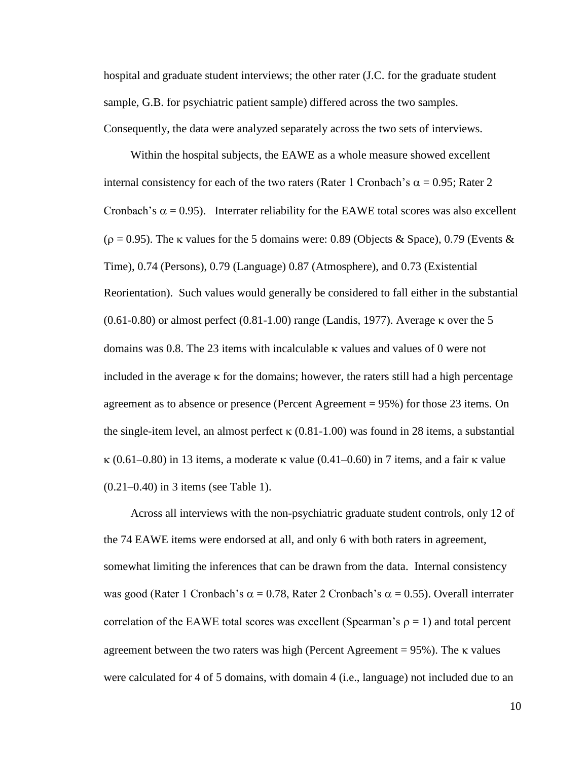hospital and graduate student interviews; the other rater (J.C. for the graduate student sample, G.B. for psychiatric patient sample) differed across the two samples. Consequently, the data were analyzed separately across the two sets of interviews.

Within the hospital subjects, the EAWE as a whole measure showed excellent internal consistency for each of the two raters (Rater 1 Cronbach's $\alpha = 0.95$; Rater 2 Cronbach's $\alpha = 0.95$). Interrater reliability for the EAWE total scores was also excellent ($\rho = 0.95$). The $\kappa$ values for the 5 domains were: 0.89 (Objects & Space), 0.79 (Events & Time), 0.74 (Persons), 0.79 (Language) 0.87 (Atmosphere), and 0.73 (Existential Reorientation). Such values would generally be considered to fall either in the substantial (0.61-0.80) or almost perfect (0.81-1.00) range (Landis, 1977). Average $\kappa$ over the 5 domains was 0.8. The 23 items with incalculable $\kappa$ values and values of 0 were not included in the average $\kappa$ for the domains; however, the raters still had a high percentage agreement as to absence or presence (Percent Agreement = 95%) for those 23 items. On the single-item level, an almost perfect $\kappa$ (0.81-1.00) was found in 28 items, a substantial $\kappa$ (0.61–0.80) in 13 items, a moderate $\kappa$ value (0.41–0.60) in 7 items, and a fair $\kappa$ value (0.21–0.40) in 3 items (see Table 1).

Across all interviews with the non-psychiatric graduate student controls, only 12 of the 74 EAWE items were endorsed at all, and only 6 with both raters in agreement, somewhat limiting the inferences that can be drawn from the data. Internal consistency was good (Rater 1 Cronbach's $\alpha = 0.78$, Rater 2 Cronbach's $\alpha = 0.55$). Overall interrater correlation of the EAWE total scores was excellent (Spearman's $\rho = 1$) and total percent agreement between the two raters was high (Percent Agreement = 95%). The $\kappa$ values were calculated for 4 of 5 domains, with domain 4 (i.e., language) not included due to an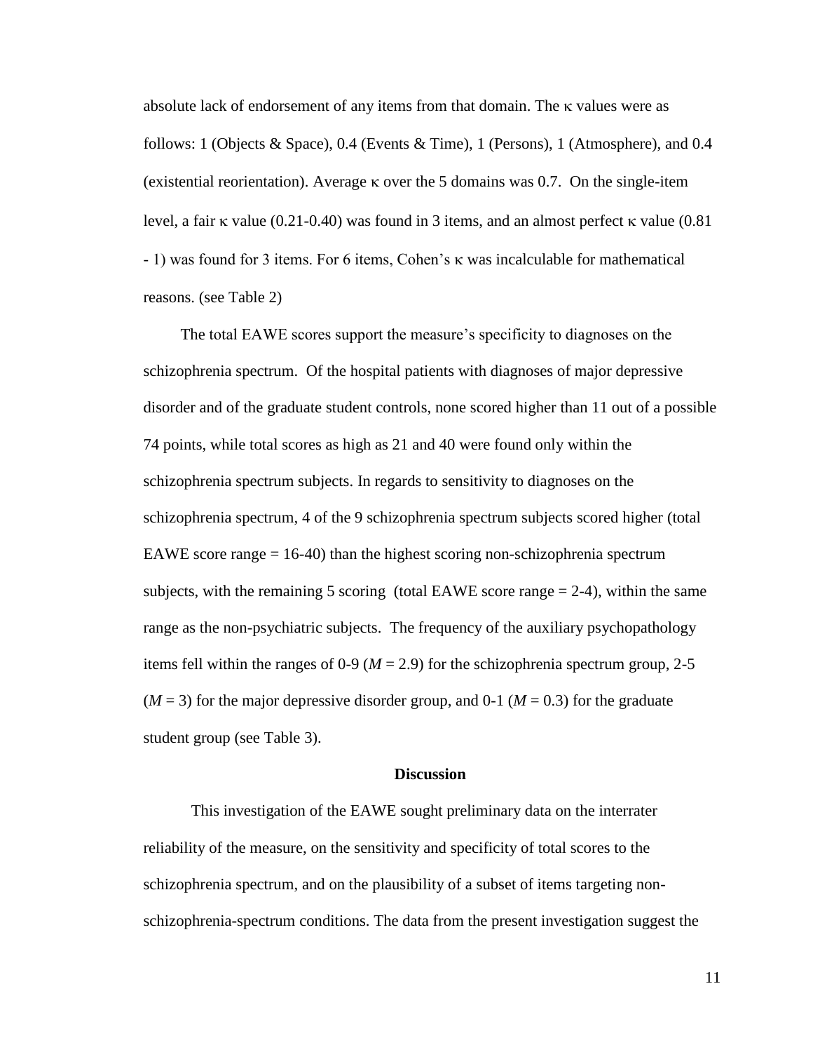absolute lack of endorsement of any items from that domain. The κ values were as follows: 1 (Objects & Space), 0.4 (Events & Time), 1 (Persons), 1 (Atmosphere), and 0.4 (existential reorientation). Average κ over the 5 domains was 0.7. On the single-item level, a fair κ value (0.21-0.40) was found in 3 items, and an almost perfect κ value (0.81 - 1) was found for 3 items. For 6 items, Cohen's κ was incalculable for mathematical reasons. (see Table 2)

The total EAWE scores support the measure's specificity to diagnoses on the schizophrenia spectrum. Of the hospital patients with diagnoses of major depressive disorder and of the graduate student controls, none scored higher than 11 out of a possible 74 points, while total scores as high as 21 and 40 were found only within the schizophrenia spectrum subjects. In regards to sensitivity to diagnoses on the schizophrenia spectrum, 4 of the 9 schizophrenia spectrum subjects scored higher (total EAWE score range = 16-40) than the highest scoring non-schizophrenia spectrum subjects, with the remaining 5 scoring (total EAWE score range = 2-4), within the same range as the non-psychiatric subjects. The frequency of the auxiliary psychopathology items fell within the ranges of 0-9 ($M = 2.9$) for the schizophrenia spectrum group, 2-5 ($M = 3$) for the major depressive disorder group, and 0-1 ($M = 0.3$) for the graduate student group (see Table 3).

## Discussion

This investigation of the EAWE sought preliminary data on the interrater reliability of the measure, on the sensitivity and specificity of total scores to the schizophrenia spectrum, and on the plausibility of a subset of items targeting non-schizophrenia-spectrum conditions. The data from the present investigation suggest the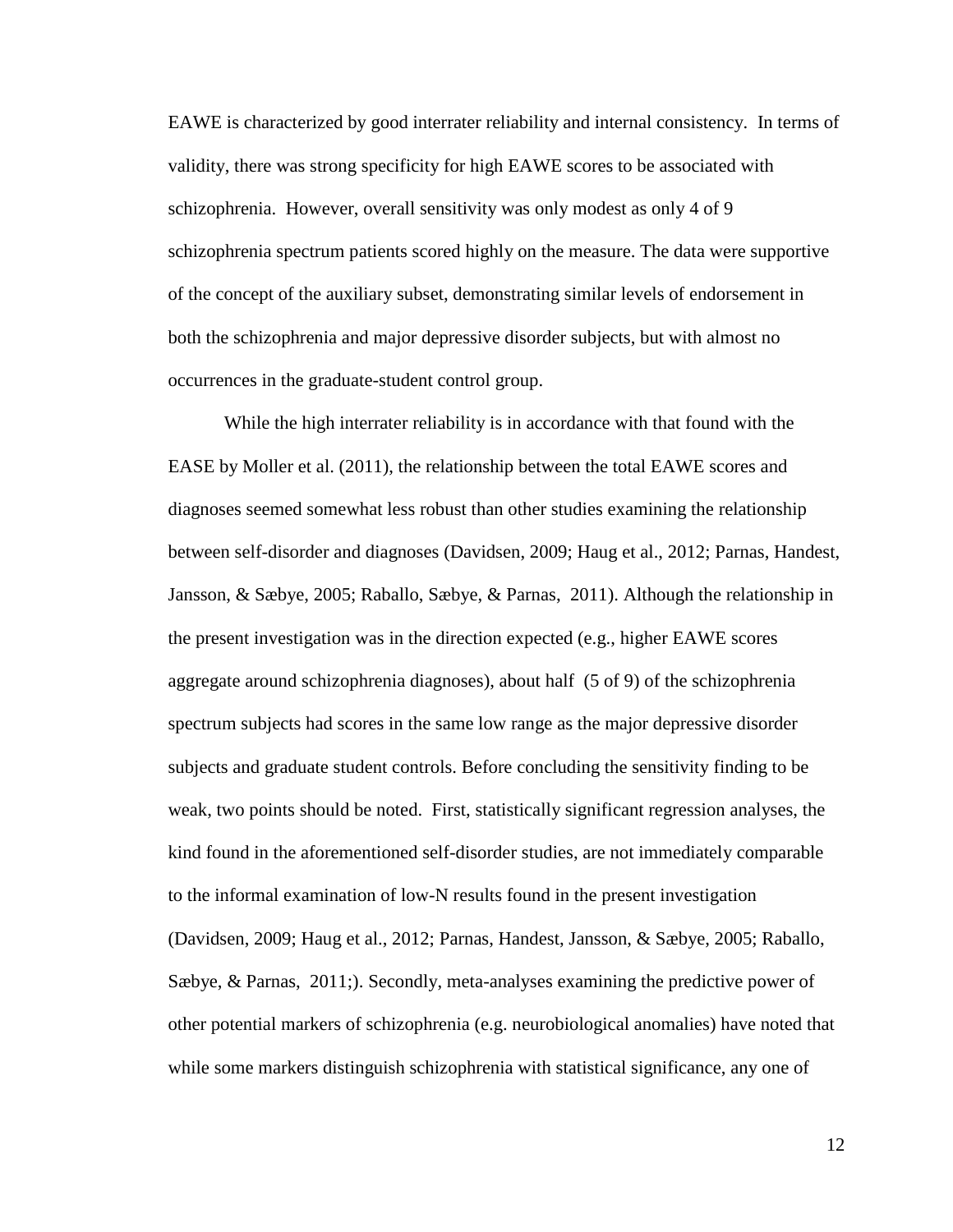EAWE is characterized by good interrater reliability and internal consistency. In terms of validity, there was strong specificity for high EAWE scores to be associated with schizophrenia. However, overall sensitivity was only modest as only 4 of 9 schizophrenia spectrum patients scored highly on the measure. The data were supportive of the concept of the auxiliary subset, demonstrating similar levels of endorsement in both the schizophrenia and major depressive disorder subjects, but with almost no occurrences in the graduate-student control group.

While the high interrater reliability is in accordance with that found with the EASE by Moller et al. (2011), the relationship between the total EAWE scores and diagnoses seemed somewhat less robust than other studies examining the relationship between self-disorder and diagnoses (Davidsen, 2009; Haug et al., 2012; Parnas, Handest, Jansson, & Sæbye, 2005; Raballo, Sæbye, & Parnas, 2011). Although the relationship in the present investigation was in the direction expected (e.g., higher EAWE scores aggregate around schizophrenia diagnoses), about half (5 of 9) of the schizophrenia spectrum subjects had scores in the same low range as the major depressive disorder subjects and graduate student controls. Before concluding the sensitivity finding to be weak, two points should be noted. First, statistically significant regression analyses, the kind found in the aforementioned self-disorder studies, are not immediately comparable to the informal examination of low-N results found in the present investigation (Davidsen, 2009; Haug et al., 2012; Parnas, Handest, Jansson, & Sæbye, 2005; Raballo, Sæbye, & Parnas, 2011;). Secondly, meta-analyses examining the predictive power of other potential markers of schizophrenia (e.g. neurobiological anomalies) have noted that while some markers distinguish schizophrenia with statistical significance, any one of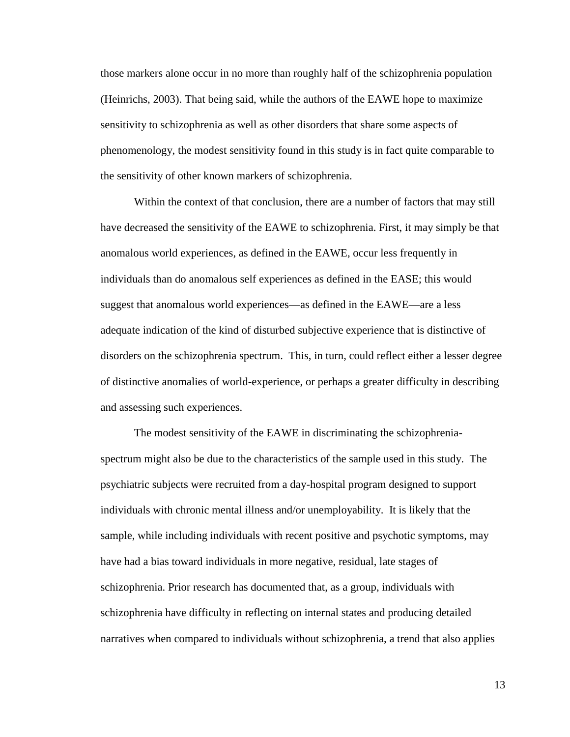those markers alone occur in no more than roughly half of the schizophrenia population (Heinrichs, 2003). That being said, while the authors of the EAWE hope to maximize sensitivity to schizophrenia as well as other disorders that share some aspects of phenomenology, the modest sensitivity found in this study is in fact quite comparable to the sensitivity of other known markers of schizophrenia.

Within the context of that conclusion, there are a number of factors that may still have decreased the sensitivity of the EAWE to schizophrenia. First, it may simply be that anomalous world experiences, as defined in the EAWE, occur less frequently in individuals than do anomalous self experiences as defined in the EASE; this would suggest that anomalous world experiences—as defined in the EAWE—are a less adequate indication of the kind of disturbed subjective experience that is distinctive of disorders on the schizophrenia spectrum. This, in turn, could reflect either a lesser degree of distinctive anomalies of world-experience, or perhaps a greater difficulty in describing and assessing such experiences.

The modest sensitivity of the EAWE in discriminating the schizophrenia-spectrum might also be due to the characteristics of the sample used in this study. The psychiatric subjects were recruited from a day-hospital program designed to support individuals with chronic mental illness and/or unemployability. It is likely that the sample, while including individuals with recent positive and psychotic symptoms, may have had a bias toward individuals in more negative, residual, late stages of schizophrenia. Prior research has documented that, as a group, individuals with schizophrenia have difficulty in reflecting on internal states and producing detailed narratives when compared to individuals without schizophrenia, a trend that also applies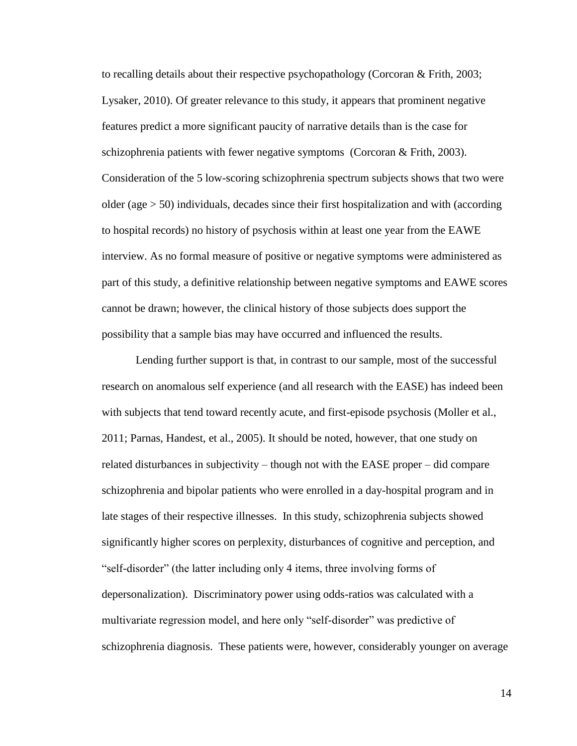to recalling details about their respective psychopathology (Corcoran & Frith, 2003; Lysaker, 2010). Of greater relevance to this study, it appears that prominent negative features predict a more significant paucity of narrative details than is the case for schizophrenia patients with fewer negative symptoms (Corcoran & Frith, 2003). Consideration of the 5 low-scoring schizophrenia spectrum subjects shows that two were older (age > 50) individuals, decades since their first hospitalization and with (according to hospital records) no history of psychosis within at least one year from the EAWE interview. As no formal measure of positive or negative symptoms were administered as part of this study, a definitive relationship between negative symptoms and EAWE scores cannot be drawn; however, the clinical history of those subjects does support the possibility that a sample bias may have occurred and influenced the results.

Lending further support is that, in contrast to our sample, most of the successful research on anomalous self experience (and all research with the EASE) has indeed been with subjects that tend toward recently acute, and first-episode psychosis (Moller et al., 2011; Parnas, Handest, et al., 2005). It should be noted, however, that one study on related disturbances in subjectivity – though not with the EASE proper – did compare schizophrenia and bipolar patients who were enrolled in a day-hospital program and in late stages of their respective illnesses. In this study, schizophrenia subjects showed significantly higher scores on perplexity, disturbances of cognitive and perception, and "self-disorder" (the latter including only 4 items, three involving forms of depersonalization). Discriminatory power using odds-ratios was calculated with a multivariate regression model, and here only "self-disorder" was predictive of schizophrenia diagnosis. These patients were, however, considerably younger on average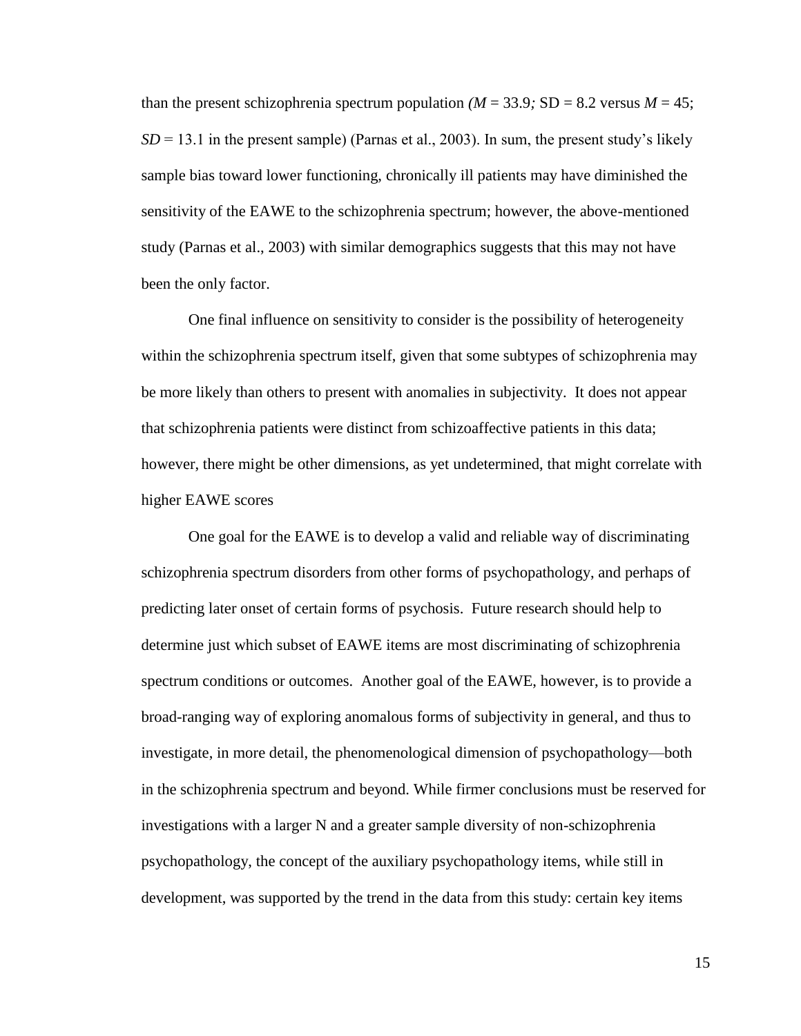than the present schizophrenia spectrum population *($M$ = 33.9;* SD = 8.2 versus $M$ = 45; $SD$ = 13.1 in the present sample) (Parnas et al., 2003). In sum, the present study's likely sample bias toward lower functioning, chronically ill patients may have diminished the sensitivity of the EAWE to the schizophrenia spectrum; however, the above-mentioned study (Parnas et al., 2003) with similar demographics suggests that this may not have been the only factor.

One final influence on sensitivity to consider is the possibility of heterogeneity within the schizophrenia spectrum itself, given that some subtypes of schizophrenia may be more likely than others to present with anomalies in subjectivity. It does not appear that schizophrenia patients were distinct from schizoaffective patients in this data; however, there might be other dimensions, as yet undetermined, that might correlate with higher EAWE scores

One goal for the EAWE is to develop a valid and reliable way of discriminating schizophrenia spectrum disorders from other forms of psychopathology, and perhaps of predicting later onset of certain forms of psychosis. Future research should help to determine just which subset of EAWE items are most discriminating of schizophrenia spectrum conditions or outcomes. Another goal of the EAWE, however, is to provide a broad-ranging way of exploring anomalous forms of subjectivity in general, and thus to investigate, in more detail, the phenomenological dimension of psychopathology—both in the schizophrenia spectrum and beyond. While firmer conclusions must be reserved for investigations with a larger N and a greater sample diversity of non-schizophrenia psychopathology, the concept of the auxiliary psychopathology items, while still in development, was supported by the trend in the data from this study: certain key items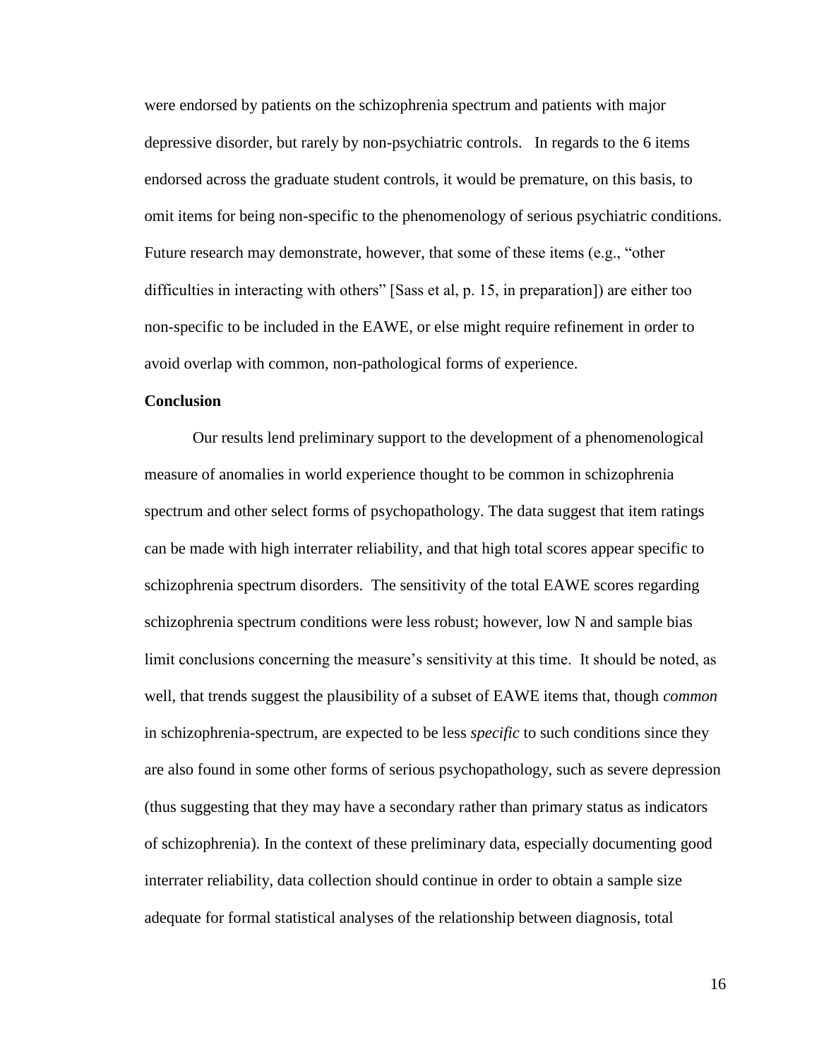were endorsed by patients on the schizophrenia spectrum and patients with major depressive disorder, but rarely by non-psychiatric controls. In regards to the 6 items endorsed across the graduate student controls, it would be premature, on this basis, to omit items for being non-specific to the phenomenology of serious psychiatric conditions. Future research may demonstrate, however, that some of these items (e.g., "other difficulties in interacting with others" [Sass et al, p. 15, in preparation]) are either too non-specific to be included in the EAWE, or else might require refinement in order to avoid overlap with common, non-pathological forms of experience.

**Conclusion**

Our results lend preliminary support to the development of a phenomenological measure of anomalies in world experience thought to be common in schizophrenia spectrum and other select forms of psychopathology. The data suggest that item ratings can be made with high interrater reliability, and that high total scores appear specific to schizophrenia spectrum disorders. The sensitivity of the total EAWE scores regarding schizophrenia spectrum conditions were less robust; however, low N and sample bias limit conclusions concerning the measure's sensitivity at this time. It should be noted, as well, that trends suggest the plausibility of a subset of EAWE items that, though *common* in schizophrenia-spectrum, are expected to be less *specific* to such conditions since they are also found in some other forms of serious psychopathology, such as severe depression (thus suggesting that they may have a secondary rather than primary status as indicators of schizophrenia). In the context of these preliminary data, especially documenting good interrater reliability, data collection should continue in order to obtain a sample size adequate for formal statistical analyses of the relationship between diagnosis, total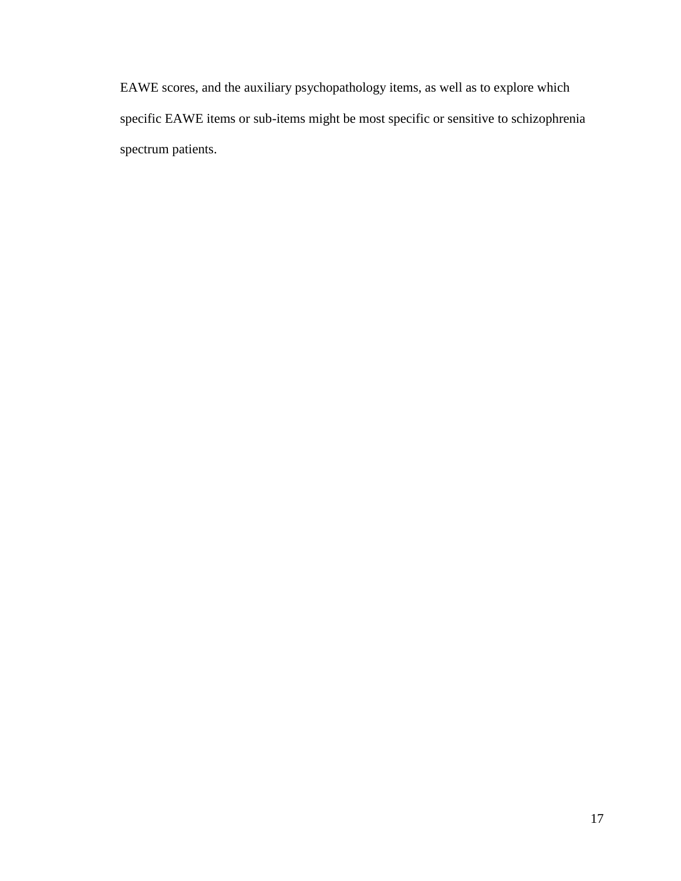EAWE scores, and the auxiliary psychopathology items, as well as to explore which specific EAWE items or sub-items might be most specific or sensitive to schizophrenia spectrum patients.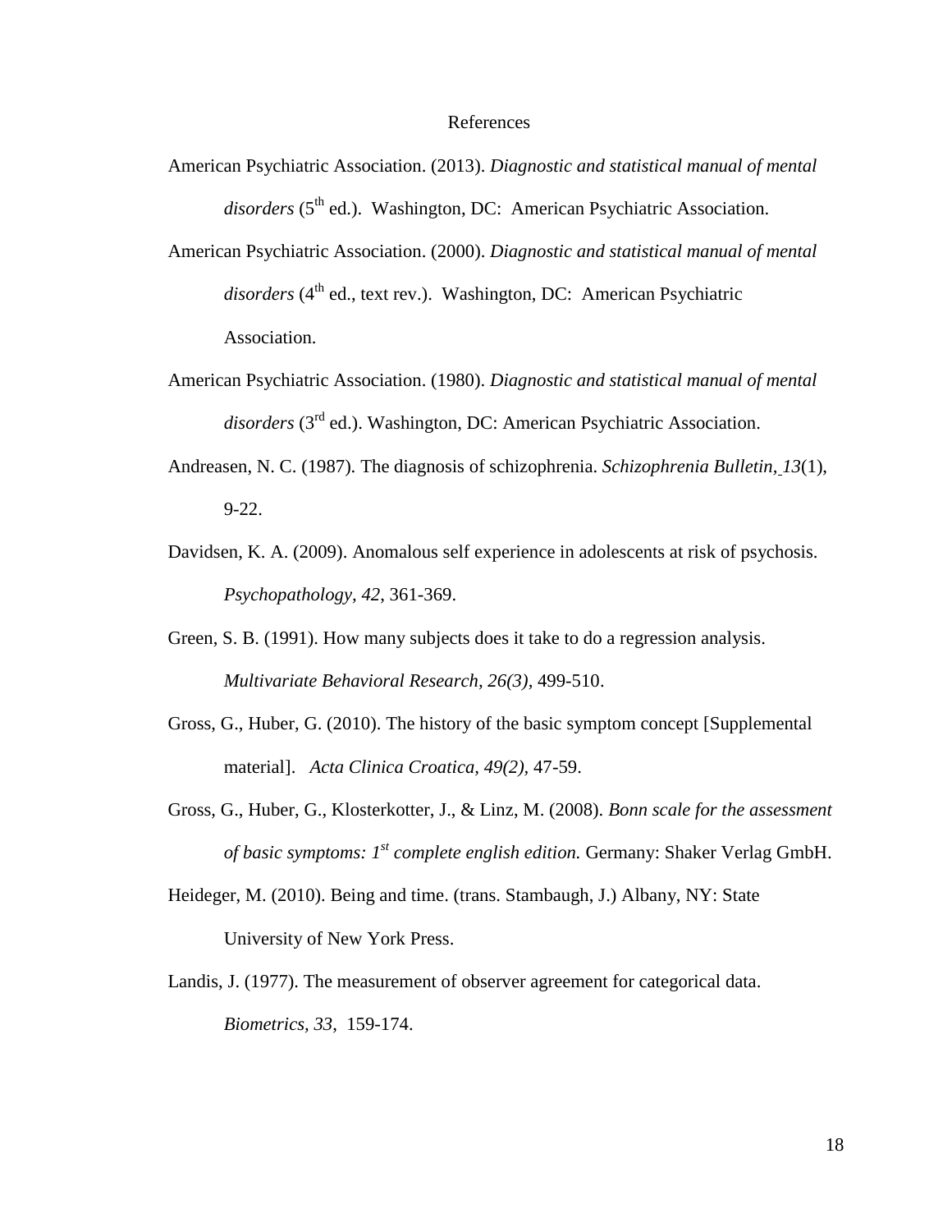# References

American Psychiatric Association. (2013). *Diagnostic and statistical manual of mental disorders* (5th ed.). Washington, DC: American Psychiatric Association.

American Psychiatric Association. (2000). *Diagnostic and statistical manual of mental disorders* (4th ed., text rev.). Washington, DC: American Psychiatric Association.

American Psychiatric Association. (1980). *Diagnostic and statistical manual of mental disorders* (3rd ed.). Washington, DC: American Psychiatric Association.

Andreasen, N. C. (1987). The diagnosis of schizophrenia. *Schizophrenia Bulletin, 13*(1), 9-22.

Davidsen, K. A. (2009). Anomalous self experience in adolescents at risk of psychosis. *Psychopathology, 42*, 361-369.

Green, S. B. (1991). How many subjects does it take to do a regression analysis. *Multivariate Behavioral Research, 26(3)*, 499-510.

Gross, G., Huber, G. (2010). The history of the basic symptom concept [Supplemental material]. *Acta Clinica Croatica, 49(2)*, 47-59.

Gross, G., Huber, G., Klosterkotter, J., & Linz, M. (2008). *Bonn scale for the assessment of basic symptoms: 1st complete english edition.* Germany: Shaker Verlag GmbH.

Heideger, M. (2010). Being and time. (trans. Stambaugh, J.) Albany, NY: State University of New York Press.

Landis, J. (1977). The measurement of observer agreement for categorical data. *Biometrics, 33*, 159-174.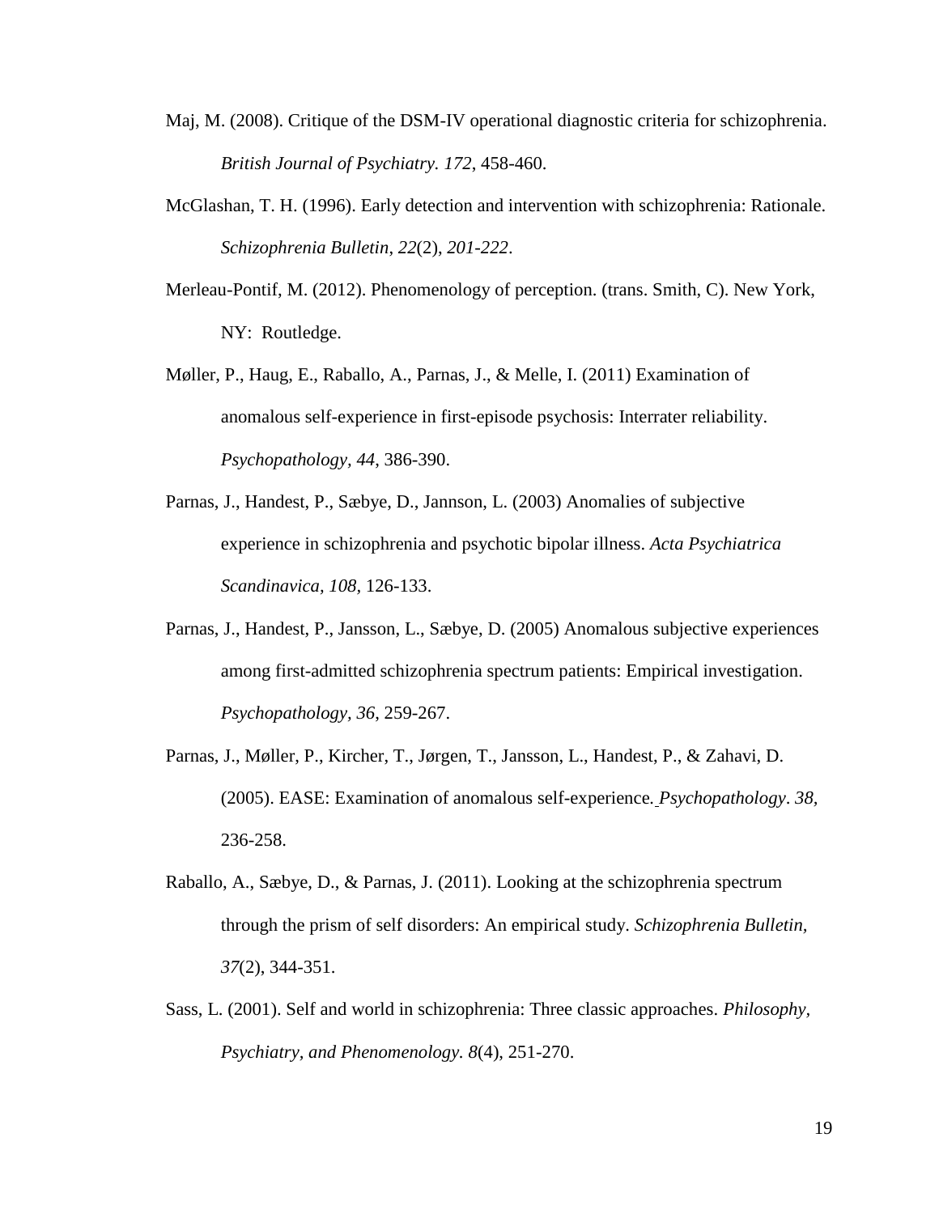Maj, M. (2008). Critique of the DSM-IV operational diagnostic criteria for schizophrenia. *British Journal of Psychiatry. 172*, 458-460.

McGlashan, T. H. (1996). Early detection and intervention with schizophrenia: Rationale. *Schizophrenia Bulletin*, *22*(2), *201-222*.

Merleau-Pontif, M. (2012). Phenomenology of perception. (trans. Smith, C). New York, NY: Routledge.

Møller, P., Haug, E., Raballo, A., Parnas, J., & Melle, I. (2011) Examination of anomalous self-experience in first-episode psychosis: Interrater reliability. *Psychopathology*, *44*, 386-390.

Parnas, J., Handest, P., Sæbye, D., Jannson, L. (2003) Anomalies of subjective experience in schizophrenia and psychotic bipolar illness. *Acta Psychiatrica Scandinavica*, *108*, 126-133.

Parnas, J., Handest, P., Jansson, L., Sæbye, D. (2005) Anomalous subjective experiences among first-admitted schizophrenia spectrum patients: Empirical investigation. *Psychopathology, 36*, 259-267.

Parnas, J., Møller, P., Kircher, T., Jørgen, T., Jansson, L., Handest, P., & Zahavi, D. (2005). EASE: Examination of anomalous self-experience*. Psychopathology*. *38,* 236-258.

Raballo, A., Sæbye, D., & Parnas, J. (2011). Looking at the schizophrenia spectrum through the prism of self disorders: An empirical study. *Schizophrenia Bulletin*, *37*(2), 344-351.

Sass, L. (2001). Self and world in schizophrenia: Three classic approaches. *Philosophy, Psychiatry, and Phenomenology. 8*(4), 251-270.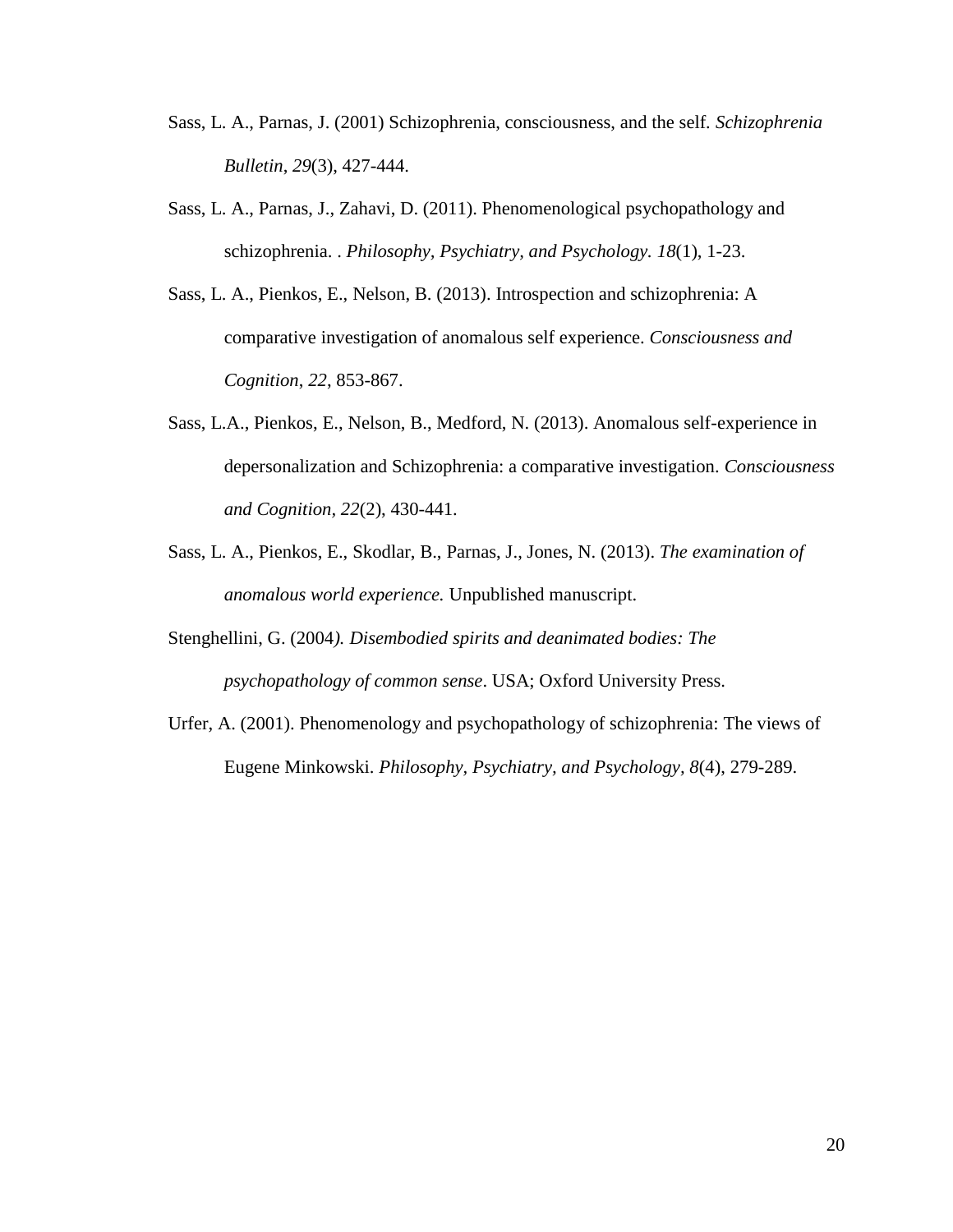Sass, L. A., Parnas, J. (2001) Schizophrenia, consciousness, and the self. *Schizophrenia Bulletin*, *29*(3), 427-444.

Sass, L. A., Parnas, J., Zahavi, D. (2011). Phenomenological psychopathology and schizophrenia. . *Philosophy, Psychiatry, and Psychology. 18*(1), 1-23.

Sass, L. A., Pienkos, E., Nelson, B. (2013). Introspection and schizophrenia: A comparative investigation of anomalous self experience. *Consciousness and Cognition*, *22*, 853-867.

Sass, L.A., Pienkos, E., Nelson, B., Medford, N. (2013). Anomalous self-experience in depersonalization and Schizophrenia: a comparative investigation. *Consciousness and Cognition, 22*(2), 430-441.

Sass, L. A., Pienkos, E., Skodlar, B., Parnas, J., Jones, N. (2013). *The examination of anomalous world experience.* Unpublished manuscript.

Stenghellini, G. (2004*). Disembodied spirits and deanimated bodies: The psychopathology of common sense*. USA; Oxford University Press.

Urfer, A. (2001). Phenomenology and psychopathology of schizophrenia: The views of Eugene Minkowski. *Philosophy, Psychiatry, and Psychology, 8*(4), 279-289.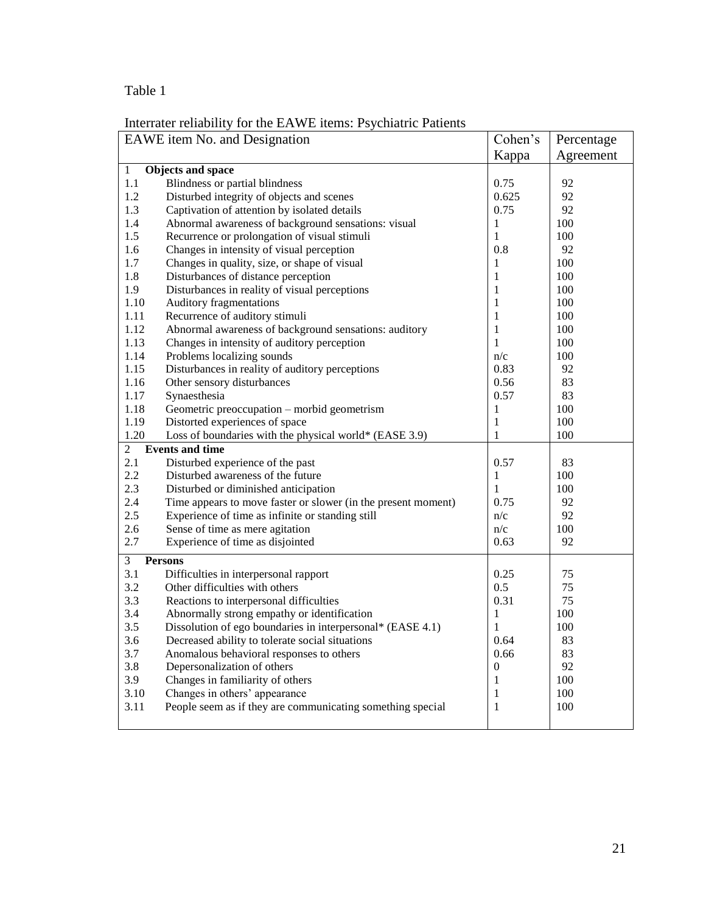Table 1

Interrater reliability for the EAWE items: Psychiatric Patients

| EAWE item No. and Designation | | Cohen's Kappa | Percentage Agreement |
|---|---|---|---|
| **1** | **Objects and space** | | |
| 1.1 | Blindness or partial blindness | 0.75 | 92 |
| 1.2 | Disturbed integrity of objects and scenes | 0.625 | 92 |
| 1.3 | Captivation of attention by isolated details | 0.75 | 92 |
| 1.4 | Abnormal awareness of background sensations: visual | 1 | 100 |
| 1.5 | Recurrence or prolongation of visual stimuli | 1 | 100 |
| 1.6 | Changes in intensity of visual perception | 0.8 | 92 |
| 1.7 | Changes in quality, size, or shape of visual | 1 | 100 |
| 1.8 | Disturbances of distance perception | 1 | 100 |
| 1.9 | Disturbances in reality of visual perceptions | 1 | 100 |
| 1.10 | Auditory fragmentations | 1 | 100 |
| 1.11 | Recurrence of auditory stimuli | 1 | 100 |
| 1.12 | Abnormal awareness of background sensations: auditory | 1 | 100 |
| 1.13 | Changes in intensity of auditory perception | 1 | 100 |
| 1.14 | Problems localizing sounds | n/c | 100 |
| 1.15 | Disturbances in reality of auditory perceptions | 0.83 | 92 |
| 1.16 | Other sensory disturbances | 0.56 | 83 |
| 1.17 | Synaesthesia | 0.57 | 83 |
| 1.18 | Geometric preoccupation – morbid geometrism | 1 | 100 |
| 1.19 | Distorted experiences of space | 1 | 100 |
| 1.20 | Loss of boundaries with the physical world* (EASE 3.9) | 1 | 100 |
| **2** | **Events and time** | | |
| 2.1 | Disturbed experience of the past | 0.57 | 83 |
| 2.2 | Disturbed awareness of the future | 1 | 100 |
| 2.3 | Disturbed or diminished anticipation | 1 | 100 |
| 2.4 | Time appears to move faster or slower (in the present moment) | 0.75 | 92 |
| 2.5 | Experience of time as infinite or standing still | n/c | 92 |
| 2.6 | Sense of time as mere agitation | n/c | 100 |
| 2.7 | Experience of time as disjointed | 0.63 | 92 |
| **3** | **Persons** | | |
| 3.1 | Difficulties in interpersonal rapport | 0.25 | 75 |
| 3.2 | Other difficulties with others | 0.5 | 75 |
| 3.3 | Reactions to interpersonal difficulties | 0.31 | 75 |
| 3.4 | Abnormally strong empathy or identification | 1 | 100 |
| 3.5 | Dissolution of ego boundaries in interpersonal* (EASE 4.1) | 1 | 100 |
| 3.6 | Decreased ability to tolerate social situations | 0.64 | 83 |
| 3.7 | Anomalous behavioral responses to others | 0.66 | 83 |
| 3.8 | Depersonalization of others | 0 | 92 |
| 3.9 | Changes in familiarity of others | 1 | 100 |
| 3.10 | Changes in others' appearance | 1 | 100 |
| 3.11 | People seem as if they are communicating something special | 1 | 100 |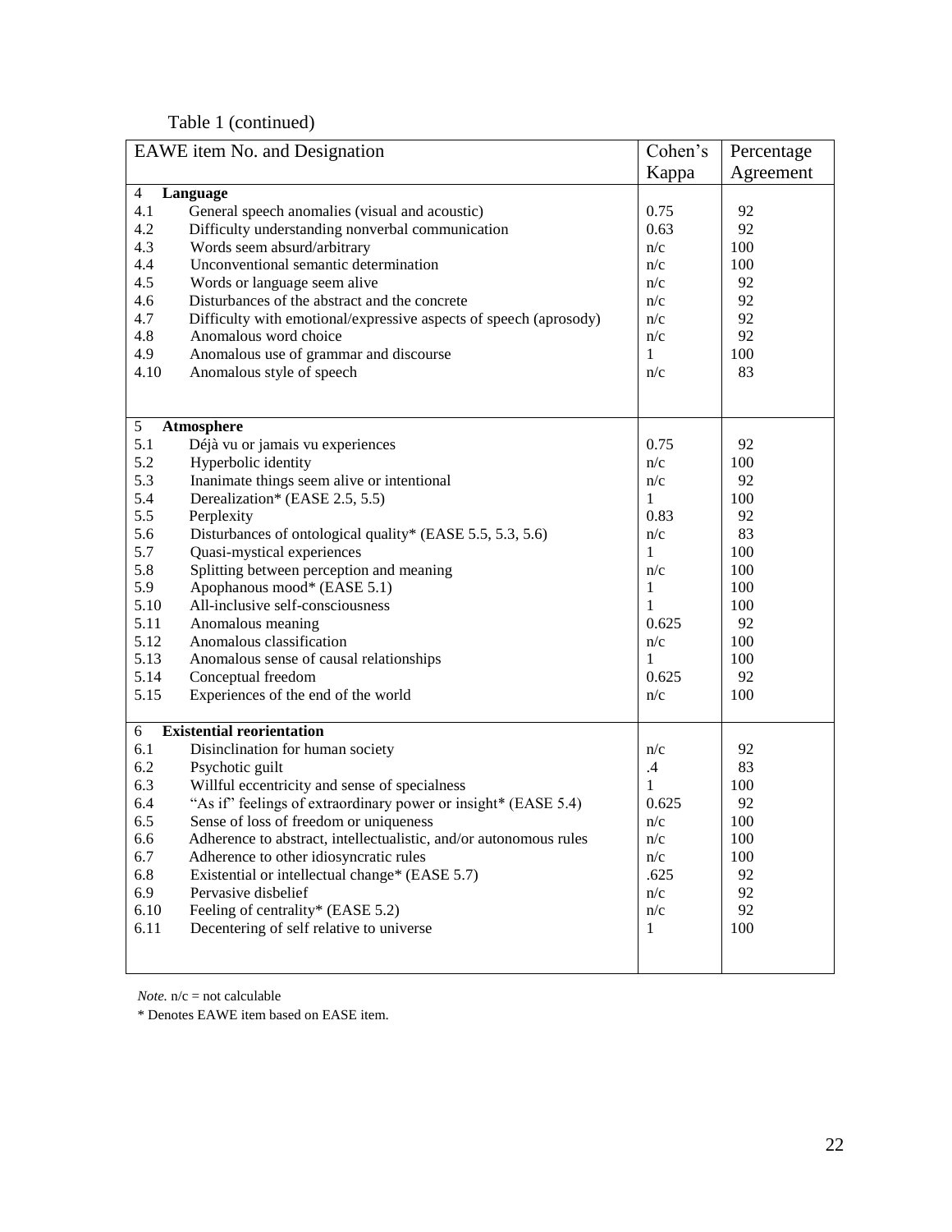Table 1 (continued)

| EAWE item No. and Designation | Cohen's Kappa | Percentage Agreement |
|---|---|---|
| **4 Language** | | |
| 4.1 General speech anomalies (visual and acoustic) | 0.75 | 92 |
| 4.2 Difficulty understanding nonverbal communication | 0.63 | 92 |
| 4.3 Words seem absurd/arbitrary | n/c | 100 |
| 4.4 Unconventional semantic determination | n/c | 100 |
| 4.5 Words or language seem alive | n/c | 92 |
| 4.6 Disturbances of the abstract and the concrete | n/c | 92 |
| 4.7 Difficulty with emotional/expressive aspects of speech (aprosody) | n/c | 92 |
| 4.8 Anomalous word choice | n/c | 92 |
| 4.9 Anomalous use of grammar and discourse | 1 | 100 |
| 4.10 Anomalous style of speech | n/c | 83 |
| **5 Atmosphere** | | |
| 5.1 Déjà vu or jamais vu experiences | 0.75 | 92 |
| 5.2 Hyperbolic identity | n/c | 100 |
| 5.3 Inanimate things seem alive or intentional | n/c | 92 |
| 5.4 Derealization* (EASE 2.5, 5.5) | 1 | 100 |
| 5.5 Perplexity | 0.83 | 92 |
| 5.6 Disturbances of ontological quality* (EASE 5.5, 5.3, 5.6) | n/c | 83 |
| 5.7 Quasi-mystical experiences | 1 | 100 |
| 5.8 Splitting between perception and meaning | n/c | 100 |
| 5.9 Apophanous mood* (EASE 5.1) | 1 | 100 |
| 5.10 All-inclusive self-consciousness | 1 | 100 |
| 5.11 Anomalous meaning | 0.625 | 92 |
| 5.12 Anomalous classification | n/c | 100 |
| 5.13 Anomalous sense of causal relationships | 1 | 100 |
| 5.14 Conceptual freedom | 0.625 | 92 |
| 5.15 Experiences of the end of the world | n/c | 100 |
| **6 Existential reorientation** | | |
| 6.1 Disinclination for human society | n/c | 92 |
| 6.2 Psychotic guilt | .4 | 83 |
| 6.3 Willful eccentricity and sense of specialness | 1 | 100 |
| 6.4 "As if" feelings of extraordinary power or insight* (EASE 5.4) | 0.625 | 92 |
| 6.5 Sense of loss of freedom or uniqueness | n/c | 100 |
| 6.6 Adherence to abstract, intellectualistic, and/or autonomous rules | n/c | 100 |
| 6.7 Adherence to other idiosyncratic rules | n/c | 100 |
| 6.8 Existential or intellectual change* (EASE 5.7) | .625 | 92 |
| 6.9 Pervasive disbelief | n/c | 92 |
| 6.10 Feeling of centrality* (EASE 5.2) | n/c | 92 |
| 6.11 Decentering of self relative to universe | 1 | 100 |

*Note.* n/c = not calculable

* Denotes EAWE item based on EASE item.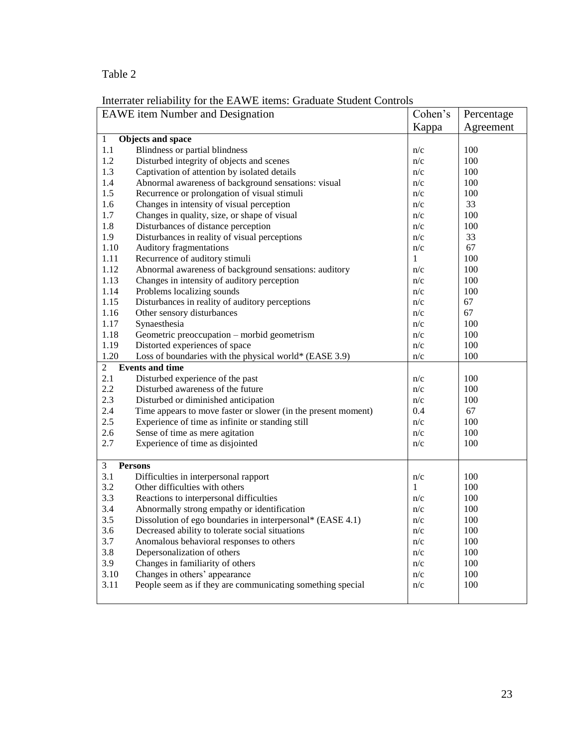Table 2

Interrater reliability for the EAWE items: Graduate Student Controls

| EAWE item Number and Designation | Cohen's Kappa | Percentage Agreement |
|---|---|---|
| **1 Objects and space** | | |
| 1.1 Blindness or partial blindness | n/c | 100 |
| 1.2 Disturbed integrity of objects and scenes | n/c | 100 |
| 1.3 Captivation of attention by isolated details | n/c | 100 |
| 1.4 Abnormal awareness of background sensations: visual | n/c | 100 |
| 1.5 Recurrence or prolongation of visual stimuli | n/c | 100 |
| 1.6 Changes in intensity of visual perception | n/c | 33 |
| 1.7 Changes in quality, size, or shape of visual | n/c | 100 |
| 1.8 Disturbances of distance perception | n/c | 100 |
| 1.9 Disturbances in reality of visual perceptions | n/c | 33 |
| 1.10 Auditory fragmentations | n/c | 67 |
| 1.11 Recurrence of auditory stimuli | 1 | 100 |
| 1.12 Abnormal awareness of background sensations: auditory | n/c | 100 |
| 1.13 Changes in intensity of auditory perception | n/c | 100 |
| 1.14 Problems localizing sounds | n/c | 100 |
| 1.15 Disturbances in reality of auditory perceptions | n/c | 67 |
| 1.16 Other sensory disturbances | n/c | 67 |
| 1.17 Synaesthesia | n/c | 100 |
| 1.18 Geometric preoccupation – morbid geometrism | n/c | 100 |
| 1.19 Distorted experiences of space | n/c | 100 |
| 1.20 Loss of boundaries with the physical world* (EASE 3.9) | n/c | 100 |
| **2 Events and time** | | |
| 2.1 Disturbed experience of the past | n/c | 100 |
| 2.2 Disturbed awareness of the future | n/c | 100 |
| 2.3 Disturbed or diminished anticipation | n/c | 100 |
| 2.4 Time appears to move faster or slower (in the present moment) | 0.4 | 67 |
| 2.5 Experience of time as infinite or standing still | n/c | 100 |
| 2.6 Sense of time as mere agitation | n/c | 100 |
| 2.7 Experience of time as disjointed | n/c | 100 |
| **3 Persons** | | |
| 3.1 Difficulties in interpersonal rapport | n/c | 100 |
| 3.2 Other difficulties with others | 1 | 100 |
| 3.3 Reactions to interpersonal difficulties | n/c | 100 |
| 3.4 Abnormally strong empathy or identification | n/c | 100 |
| 3.5 Dissolution of ego boundaries in interpersonal* (EASE 4.1) | n/c | 100 |
| 3.6 Decreased ability to tolerate social situations | n/c | 100 |
| 3.7 Anomalous behavioral responses to others | n/c | 100 |
| 3.8 Depersonalization of others | n/c | 100 |
| 3.9 Changes in familiarity of others | n/c | 100 |
| 3.10 Changes in others' appearance | n/c | 100 |
| 3.11 People seem as if they are communicating something special | n/c | 100 |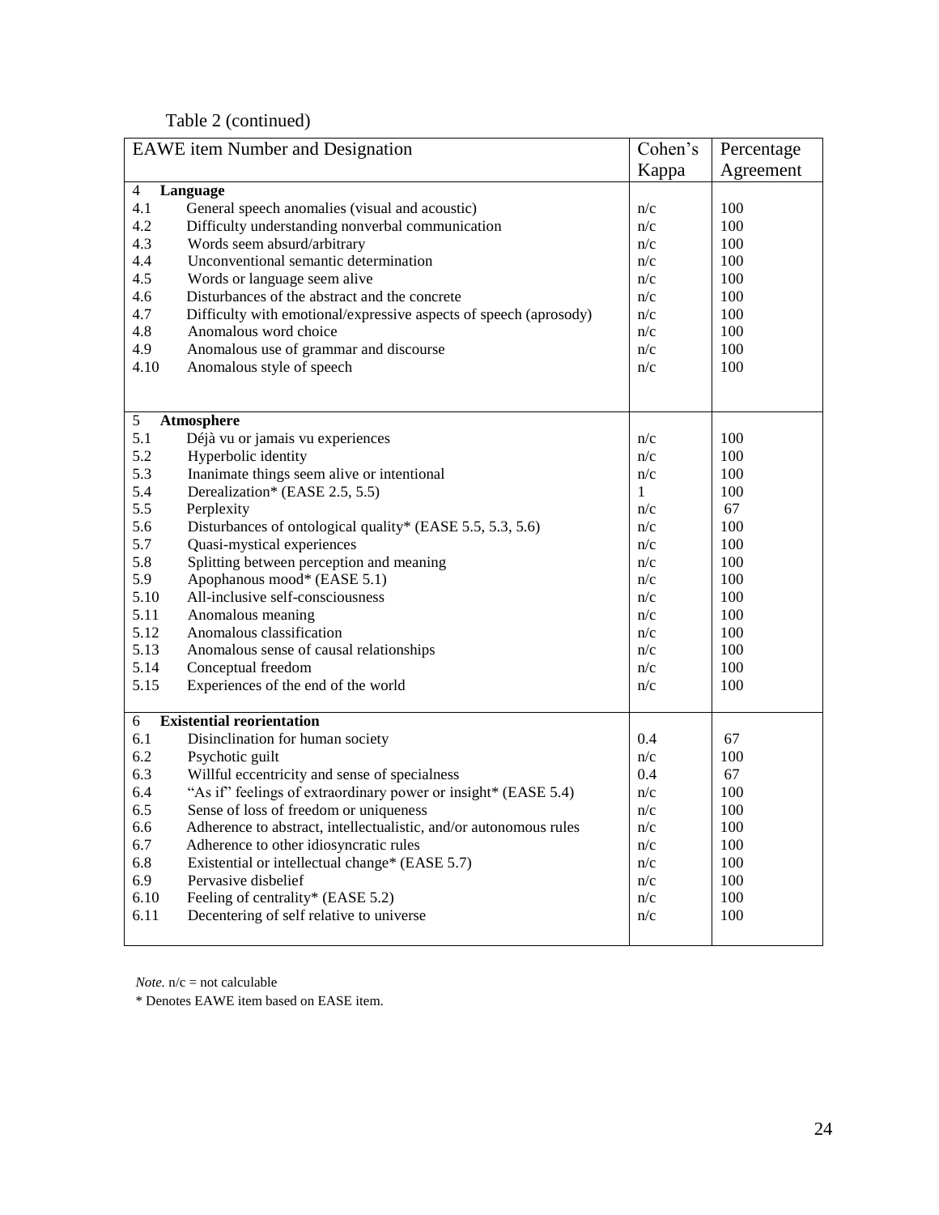Table 2 (continued)

| EAWE item Number and Designation | Cohen's Kappa | Percentage Agreement |
|---|---|---|
| **4 Language** | | |
| 4.1 General speech anomalies (visual and acoustic) | n/c | 100 |
| 4.2 Difficulty understanding nonverbal communication | n/c | 100 |
| 4.3 Words seem absurd/arbitrary | n/c | 100 |
| 4.4 Unconventional semantic determination | n/c | 100 |
| 4.5 Words or language seem alive | n/c | 100 |
| 4.6 Disturbances of the abstract and the concrete | n/c | 100 |
| 4.7 Difficulty with emotional/expressive aspects of speech (aprosody) | n/c | 100 |
| 4.8 Anomalous word choice | n/c | 100 |
| 4.9 Anomalous use of grammar and discourse | n/c | 100 |
| 4.10 Anomalous style of speech | n/c | 100 |
| **5 Atmosphere** | | |
| 5.1 Déjà vu or jamais vu experiences | n/c | 100 |
| 5.2 Hyperbolic identity | n/c | 100 |
| 5.3 Inanimate things seem alive or intentional | n/c | 100 |
| 5.4 Derealization* (EASE 2.5, 5.5) | 1 | 100 |
| 5.5 Perplexity | n/c | 67 |
| 5.6 Disturbances of ontological quality* (EASE 5.5, 5.3, 5.6) | n/c | 100 |
| 5.7 Quasi-mystical experiences | n/c | 100 |
| 5.8 Splitting between perception and meaning | n/c | 100 |
| 5.9 Apophanous mood* (EASE 5.1) | n/c | 100 |
| 5.10 All-inclusive self-consciousness | n/c | 100 |
| 5.11 Anomalous meaning | n/c | 100 |
| 5.12 Anomalous classification | n/c | 100 |
| 5.13 Anomalous sense of causal relationships | n/c | 100 |
| 5.14 Conceptual freedom | n/c | 100 |
| 5.15 Experiences of the end of the world | n/c | 100 |
| **6 Existential reorientation** | | |
| 6.1 Disinclination for human society | 0.4 | 67 |
| 6.2 Psychotic guilt | n/c | 100 |
| 6.3 Willful eccentricity and sense of specialness | 0.4 | 67 |
| 6.4 "As if" feelings of extraordinary power or insight* (EASE 5.4) | n/c | 100 |
| 6.5 Sense of loss of freedom or uniqueness | n/c | 100 |
| 6.6 Adherence to abstract, intellectualistic, and/or autonomous rules | n/c | 100 |
| 6.7 Adherence to other idiosyncratic rules | n/c | 100 |
| 6.8 Existential or intellectual change* (EASE 5.7) | n/c | 100 |
| 6.9 Pervasive disbelief | n/c | 100 |
| 6.10 Feeling of centrality* (EASE 5.2) | n/c | 100 |
| 6.11 Decentering of self relative to universe | n/c | 100 |

*Note.* n/c = not calculable

\* Denotes EAWE item based on EASE item.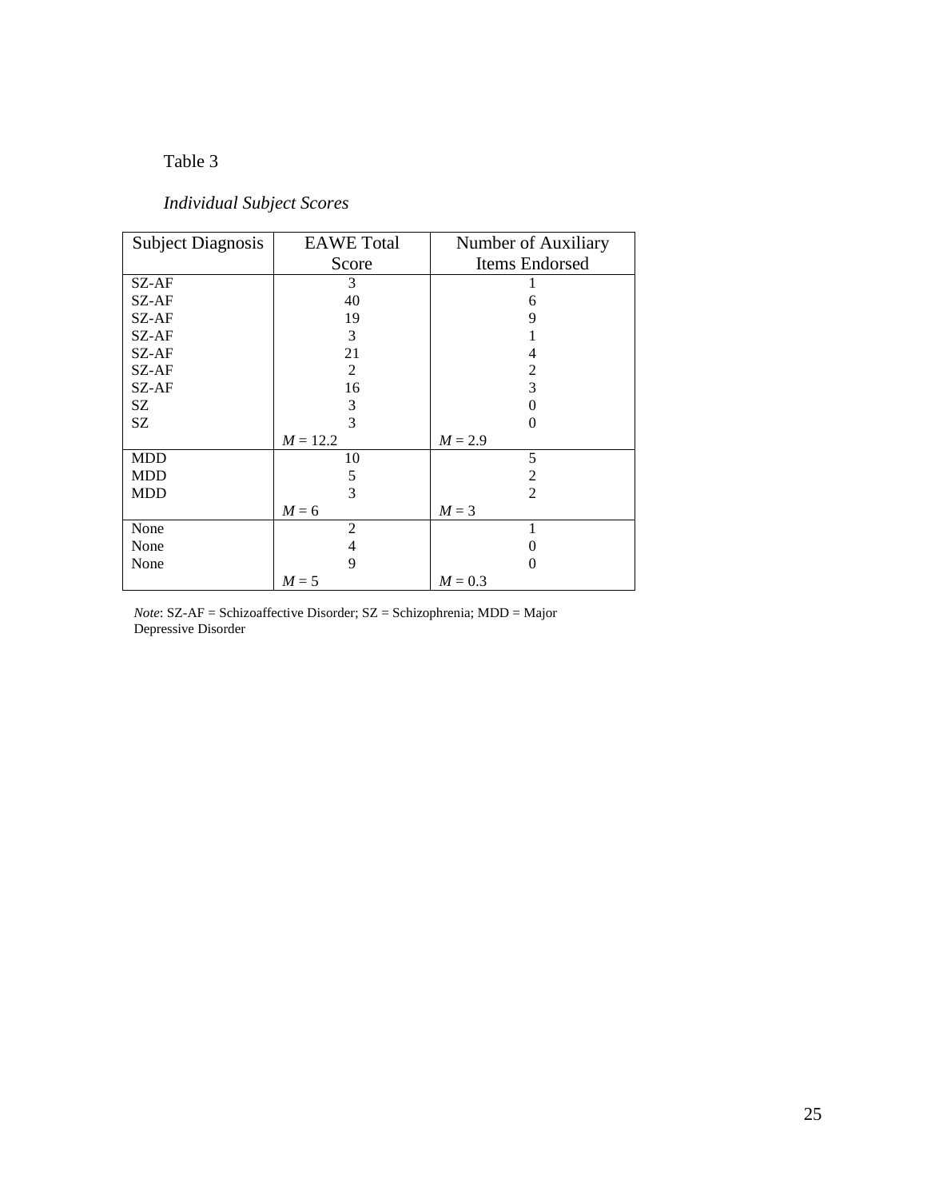Table 3

*Individual Subject Scores*

| Subject Diagnosis | EAWE Total Score | Number of Auxiliary Items Endorsed |
|---|---|---|
| SZ-AF | 3 | 1 |
| SZ-AF | 40 | 6 |
| SZ-AF | 19 | 9 |
| SZ-AF | 3 | 1 |
| SZ-AF | 21 | 4 |
| SZ-AF | 2 | 2 |
| SZ-AF | 16 | 3 |
| SZ | 3 | 0 |
| SZ | 3 | 0 |
| | *M* = 12.2 | *M* = 2.9 |
| MDD | 10 | 5 |
| MDD | 5 | 2 |
| MDD | 3 | 2 |
| | *M* = 6 | *M* = 3 |
| None | 2 | 1 |
| None | 4 | 0 |
| None | 9 | 0 |
| | *M* = 5 | *M* = 0.3 |

*Note*: SZ-AF = Schizoaffective Disorder; SZ = Schizophrenia; MDD = Major Depressive Disorder